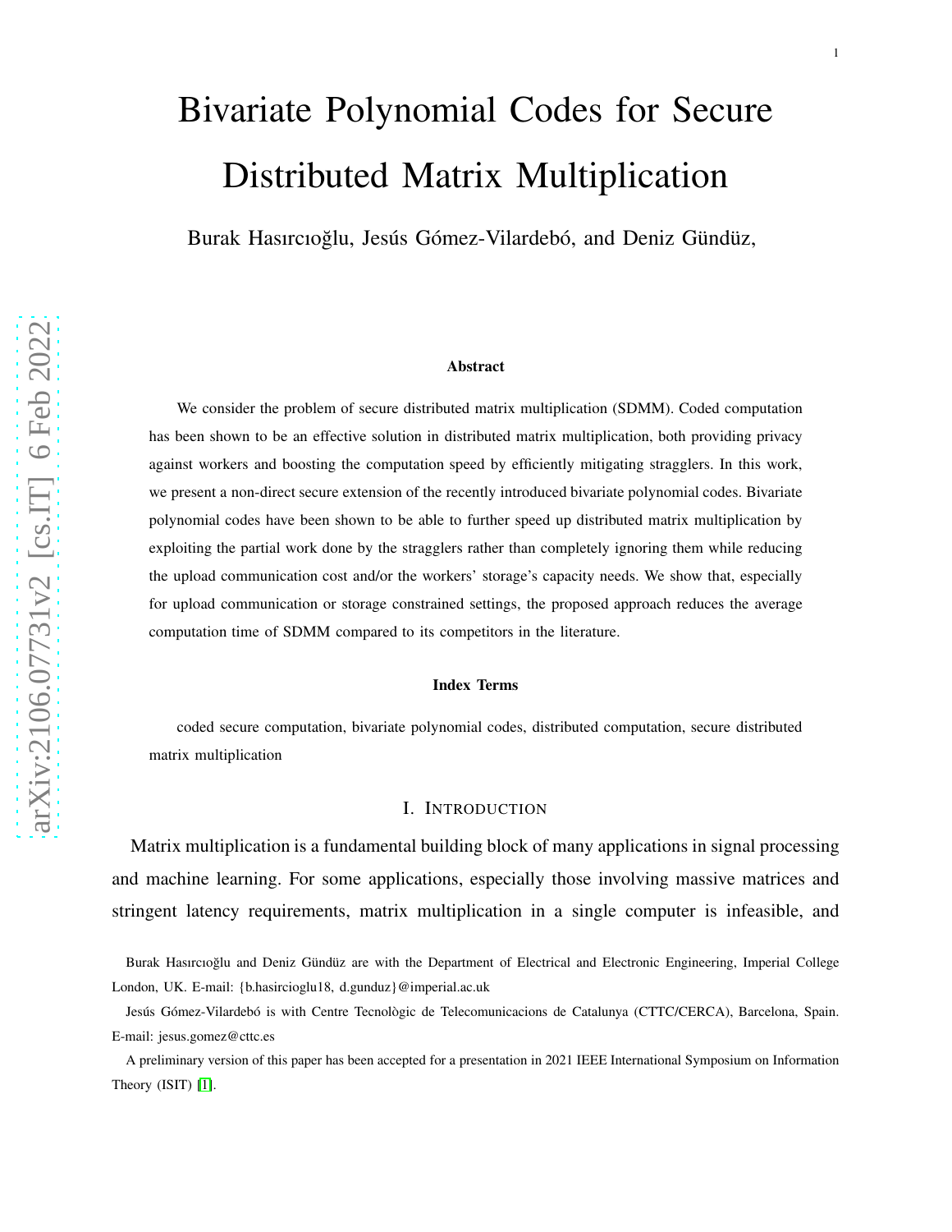# Bivariate Polynomial Codes for Secure Distributed Matrix Multiplication

Burak Hasırcıoğlu, Jesús Gómez-Vilardebó, and Deniz Gündüz,

### Abstract

We consider the problem of secure distributed matrix multiplication (SDMM). Coded computation has been shown to be an effective solution in distributed matrix multiplication, both providing privacy against workers and boosting the computation speed by efficiently mitigating stragglers. In this work, we present a non-direct secure extension of the recently introduced bivariate polynomial codes. Bivariate polynomial codes have been shown to be able to further speed up distributed matrix multiplication by exploiting the partial work done by the stragglers rather than completely ignoring them while reducing the upload communication cost and/or the workers' storage's capacity needs. We show that, especially for upload communication or storage constrained settings, the proposed approach reduces the average computation time of SDMM compared to its competitors in the literature.

### Index Terms

coded secure computation, bivariate polynomial codes, distributed computation, secure distributed matrix multiplication

## I. Introduction

Matrix multiplication is a fundamental building block of many applications in signal processing and machine learning. For some applications, especially those involving massive matrices and stringent latency requirements, matrix multiplication in a single computer is infeasible, and

Burak Hasırcıoğlu and Deniz Gündüz are with the Department of Electrical and Electronic Engineering, Imperial College London, UK. E-mail: {b.hasircioglu18, d.gunduz}@imperial.ac.uk

Jesús Gómez-Vilardebó is with Centre Tecnològic de Telecomunicacions de Catalunya (CTTC/CERCA), Barcelona, Spain. E-mail: jesus.gomez@cttc.es

A preliminary version of this paper has been accepted for a presentation in 2021 IEEE International Symposium on Information Theory (ISIT) [1].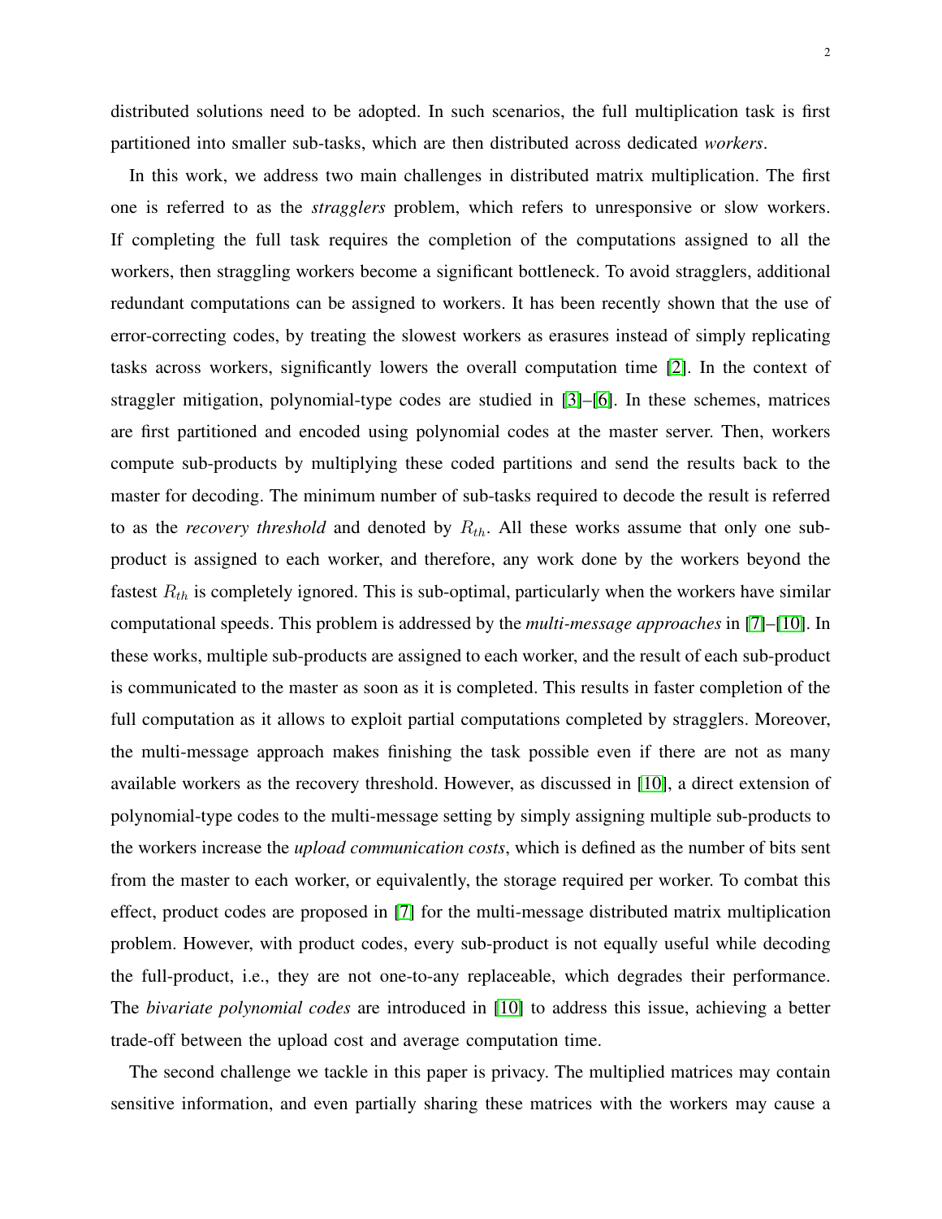distributed solutions need to be adopted. In such scenarios, the full multiplication task is first partitioned into smaller sub-tasks, which are then distributed across dedicated *workers*.

In this work, we address two main challenges in distributed matrix multiplication. The first one is referred to as the *stragglers* problem, which refers to unresponsive or slow workers. If completing the full task requires the completion of the computations assigned to all the workers, then straggling workers become a significant bottleneck. To avoid stragglers, additional redundant computations can be assigned to workers. It has been recently shown that the use of error-correcting codes, by treating the slowest workers as erasures instead of simply replicating tasks across workers, significantly lowers the overall computation time [2]. In the context of straggler mitigation, polynomial-type codes are studied in [3]–[6]. In these schemes, matrices are first partitioned and encoded using polynomial codes at the master server. Then, workers compute sub-products by multiplying these coded partitions and send the results back to the master for decoding. The minimum number of sub-tasks required to decode the result is referred to as the *recovery threshold* and denoted by $R_{th}$. All these works assume that only one sub-product is assigned to each worker, and therefore, any work done by the workers beyond the fastest $R_{th}$ is completely ignored. This is sub-optimal, particularly when the workers have similar computational speeds. This problem is addressed by the *multi-message approaches* in [7]–[10]. In these works, multiple sub-products are assigned to each worker, and the result of each sub-product is communicated to the master as soon as it is completed. This results in faster completion of the full computation as it allows to exploit partial computations completed by stragglers. Moreover, the multi-message approach makes finishing the task possible even if there are not as many available workers as the recovery threshold. However, as discussed in [10], a direct extension of polynomial-type codes to the multi-message setting by simply assigning multiple sub-products to the workers increase the *upload communication costs*, which is defined as the number of bits sent from the master to each worker, or equivalently, the storage required per worker. To combat this effect, product codes are proposed in [7] for the multi-message distributed matrix multiplication problem. However, with product codes, every sub-product is not equally useful while decoding the full-product, i.e., they are not one-to-any replaceable, which degrades their performance. The *bivariate polynomial codes* are introduced in [10] to address this issue, achieving a better trade-off between the upload cost and average computation time.

The second challenge we tackle in this paper is privacy. The multiplied matrices may contain sensitive information, and even partially sharing these matrices with the workers may cause a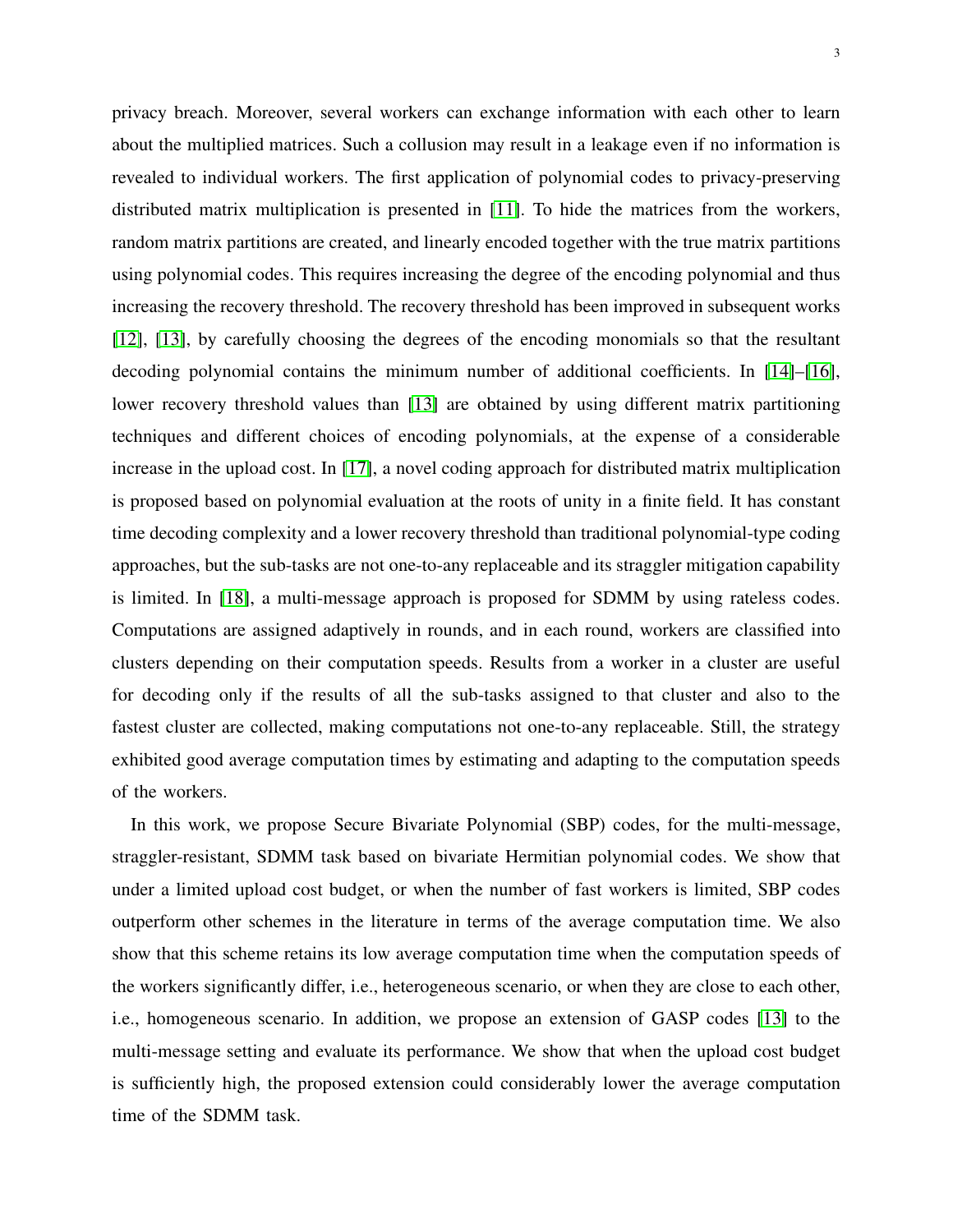privacy breach. Moreover, several workers can exchange information with each other to learn about the multiplied matrices. Such a collusion may result in a leakage even if no information is revealed to individual workers. The first application of polynomial codes to privacy-preserving distributed matrix multiplication is presented in [11]. To hide the matrices from the workers, random matrix partitions are created, and linearly encoded together with the true matrix partitions using polynomial codes. This requires increasing the degree of the encoding polynomial and thus increasing the recovery threshold. The recovery threshold has been improved in subsequent works [12], [13], by carefully choosing the degrees of the encoding monomials so that the resultant decoding polynomial contains the minimum number of additional coefficients. In [14]–[16], lower recovery threshold values than [13] are obtained by using different matrix partitioning techniques and different choices of encoding polynomials, at the expense of a considerable increase in the upload cost. In [17], a novel coding approach for distributed matrix multiplication is proposed based on polynomial evaluation at the roots of unity in a finite field. It has constant time decoding complexity and a lower recovery threshold than traditional polynomial-type coding approaches, but the sub-tasks are not one-to-any replaceable and its straggler mitigation capability is limited. In [18], a multi-message approach is proposed for SDMM by using rateless codes. Computations are assigned adaptively in rounds, and in each round, workers are classified into clusters depending on their computation speeds. Results from a worker in a cluster are useful for decoding only if the results of all the sub-tasks assigned to that cluster and also to the fastest cluster are collected, making computations not one-to-any replaceable. Still, the strategy exhibited good average computation times by estimating and adapting to the computation speeds of the workers.

In this work, we propose Secure Bivariate Polynomial (SBP) codes, for the multi-message, straggler-resistant, SDMM task based on bivariate Hermitian polynomial codes. We show that under a limited upload cost budget, or when the number of fast workers is limited, SBP codes outperform other schemes in the literature in terms of the average computation time. We also show that this scheme retains its low average computation time when the computation speeds of the workers significantly differ, i.e., heterogeneous scenario, or when they are close to each other, i.e., homogeneous scenario. In addition, we propose an extension of GASP codes [13] to the multi-message setting and evaluate its performance. We show that when the upload cost budget is sufficiently high, the proposed extension could considerably lower the average computation time of the SDMM task.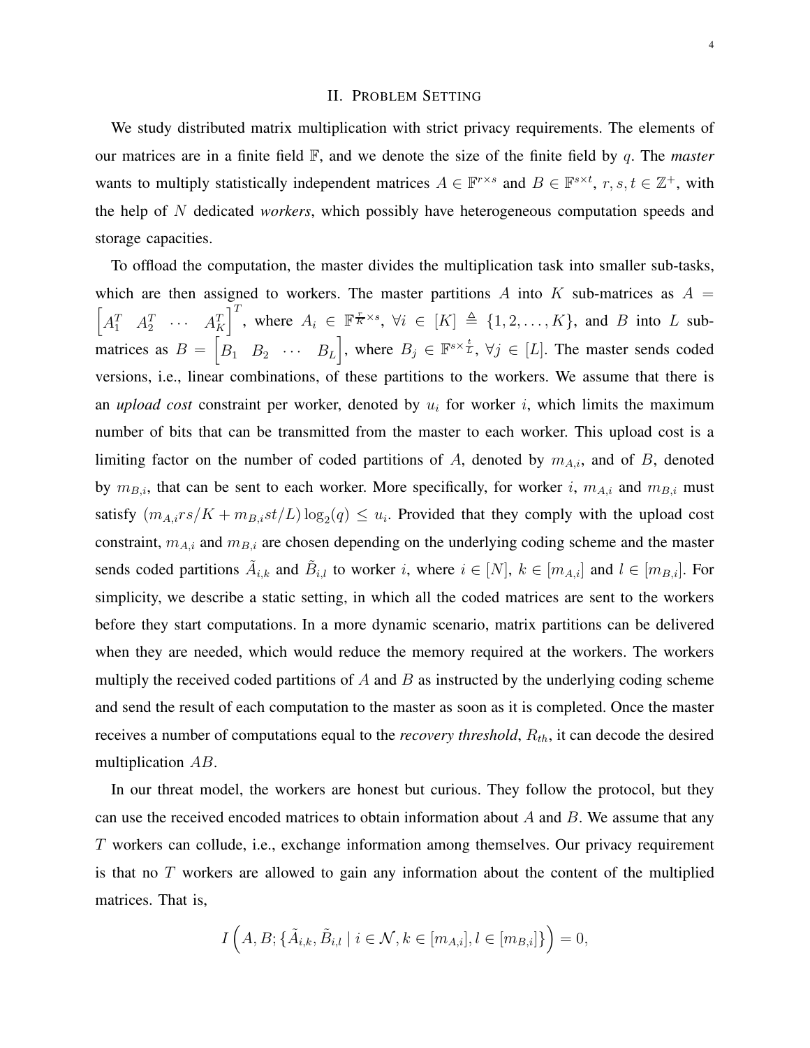## II. Problem Setting

We study distributed matrix multiplication with strict privacy requirements. The elements of our matrices are in a finite field $\mathbb{F}$, and we denote the size of the finite field by $q$. The *master* wants to multiply statistically independent matrices $A \in \mathbb{F}^{r\times s}$ and $B \in \mathbb{F}^{s\times t}$, $r, s, t \in \mathbb{Z}^+$, with the help of $N$ dedicated *workers*, which possibly have heterogeneous computation speeds and storage capacities.

To offload the computation, the master divides the multiplication task into smaller sub-tasks, which are then assigned to workers. The master partitions $A$ into $K$ sub-matrices as $A = \begin{bmatrix} A_1^T & A_2^T & \cdots & A_K^T \end{bmatrix}^T$, where $A_i \in \mathbb{F}^{\frac{r}{K}\times s}$, $\forall i \in [K] \triangleq \{1, 2, \ldots, K\}$, and $B$ into $L$ sub-matrices as $B = \begin{bmatrix} B_1 & B_2 & \cdots & B_L \end{bmatrix}$, where $B_j \in \mathbb{F}^{s\times \frac{t}{L}}$, $\forall j \in [L]$. The master sends coded versions, i.e., linear combinations, of these partitions to the workers. We assume that there is an *upload cost* constraint per worker, denoted by $u_i$ for worker $i$, which limits the maximum number of bits that can be transmitted from the master to each worker. This upload cost is a limiting factor on the number of coded partitions of $A$, denoted by $m_{A,i}$, and of $B$, denoted by $m_{B,i}$, that can be sent to each worker. More specifically, for worker $i$, $m_{A,i}$ and $m_{B,i}$ must satisfy $(m_{A,i}rs/K + m_{B,i}st/L)\log_2(q) \le u_i$. Provided that they comply with the upload cost constraint, $m_{A,i}$ and $m_{B,i}$ are chosen depending on the underlying coding scheme and the master sends coded partitions $\tilde{A}_{i,k}$ and $\tilde{B}_{i,l}$ to worker $i$, where $i \in [N]$, $k \in [m_{A,i}]$ and $l \in [m_{B,i}]$. For simplicity, we describe a static setting, in which all the coded matrices are sent to the workers before they start computations. In a more dynamic scenario, matrix partitions can be delivered when they are needed, which would reduce the memory required at the workers. The workers multiply the received coded partitions of $A$ and $B$ as instructed by the underlying coding scheme and send the result of each computation to the master as soon as it is completed. Once the master receives a number of computations equal to the *recovery threshold*, $R_{th}$, it can decode the desired multiplication $AB$.

In our threat model, the workers are honest but curious. They follow the protocol, but they can use the received encoded matrices to obtain information about $A$ and $B$. We assume that any $T$ workers can collude, i.e., exchange information among themselves. Our privacy requirement is that no $T$ workers are allowed to gain any information about the content of the multiplied matrices. That is,

$$I\left(A, B; \{\tilde{A}_{i,k}, \tilde{B}_{i,l} \mid i \in \mathcal{N}, k \in [m_{A,i}], l \in [m_{B,i}]\}\right) = 0,$$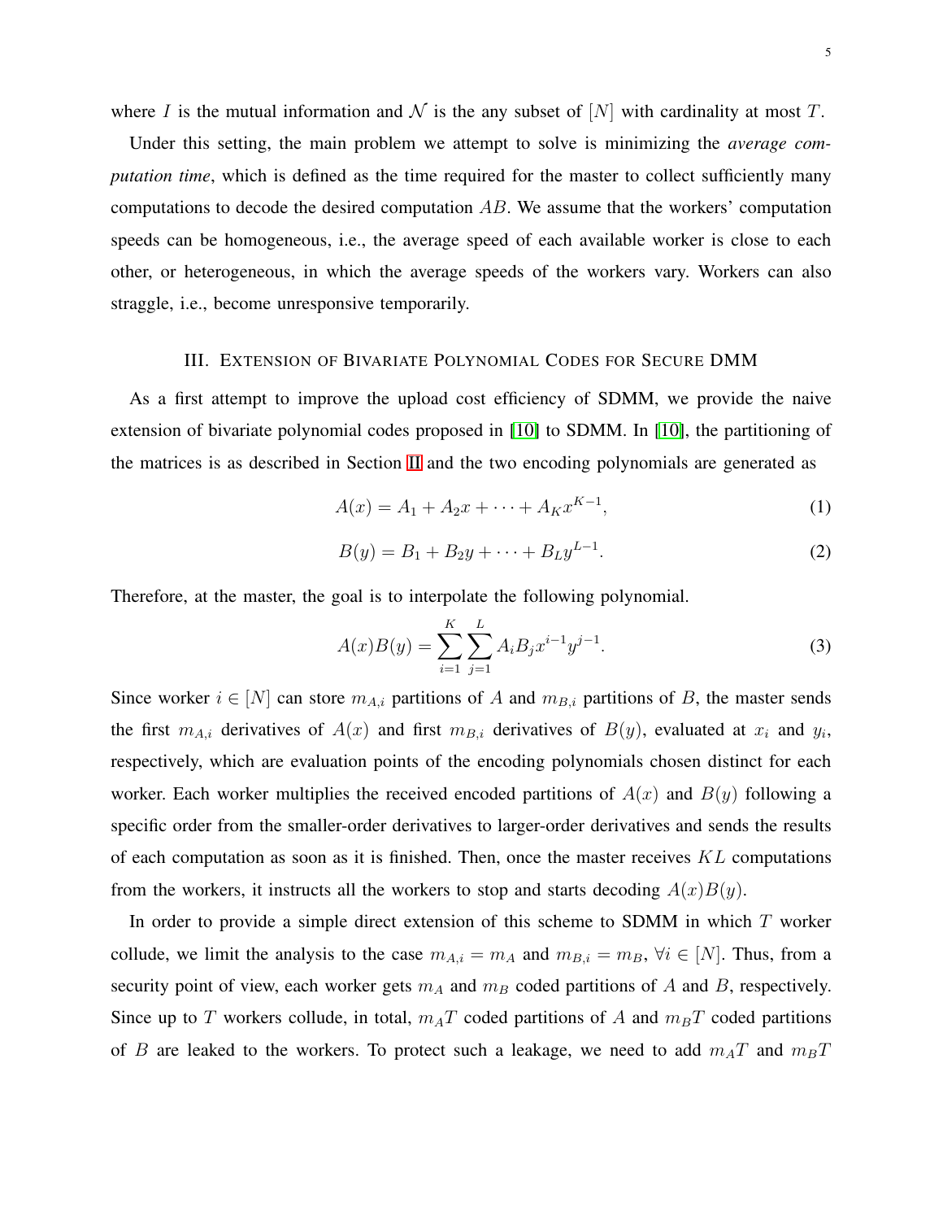where $I$ is the mutual information and $\mathcal{N}$ is the any subset of $[N]$ with cardinality at most $T$.

Under this setting, the main problem we attempt to solve is minimizing the *average computation time*, which is defined as the time required for the master to collect sufficiently many computations to decode the desired computation $AB$. We assume that the workers' computation speeds can be homogeneous, i.e., the average speed of each available worker is close to each other, or heterogeneous, in which the average speeds of the workers vary. Workers can also straggle, i.e., become unresponsive temporarily.

## III. Extension of Bivariate Polynomial Codes for Secure DMM

As a first attempt to improve the upload cost efficiency of SDMM, we provide the naive extension of bivariate polynomial codes proposed in [10] to SDMM. In [10], the partitioning of the matrices is as described in Section II and the two encoding polynomials are generated as

$$A(x) = A_1 + A_2 x + \cdots + A_K x^{K-1}, \tag{1}$$

$$B(y) = B_1 + B_2 y + \cdots + B_L y^{L-1}. \tag{2}$$

Therefore, at the master, the goal is to interpolate the following polynomial.

$$A(x)B(y) = \sum_{i=1}^{K} \sum_{j=1}^{L} A_i B_j x^{i-1} y^{j-1}. \tag{3}$$

Since worker $i \in [N]$ can store $m_{A,i}$ partitions of $A$ and $m_{B,i}$ partitions of $B$, the master sends the first $m_{A,i}$ derivatives of $A(x)$ and first $m_{B,i}$ derivatives of $B(y)$, evaluated at $x_i$ and $y_i$, respectively, which are evaluation points of the encoding polynomials chosen distinct for each worker. Each worker multiplies the received encoded partitions of $A(x)$ and $B(y)$ following a specific order from the smaller-order derivatives to larger-order derivatives and sends the results of each computation as soon as it is finished. Then, once the master receives $KL$ computations from the workers, it instructs all the workers to stop and starts decoding $A(x)B(y)$.

In order to provide a simple direct extension of this scheme to SDMM in which $T$ worker collude, we limit the analysis to the case $m_{A,i} = m_A$ and $m_{B,i} = m_B$, $\forall i \in [N]$. Thus, from a security point of view, each worker gets $m_A$ and $m_B$ coded partitions of $A$ and $B$, respectively. Since up to $T$ workers collude, in total, $m_A T$ coded partitions of $A$ and $m_B T$ coded partitions of $B$ are leaked to the workers. To protect such a leakage, we need to add $m_A T$ and $m_B T$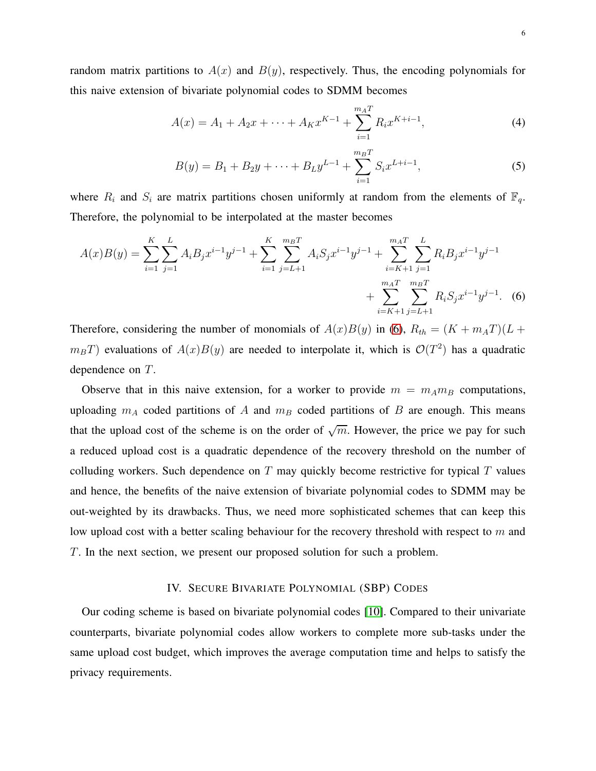random matrix partitions to $A(x)$ and $B(y)$, respectively. Thus, the encoding polynomials for this naive extension of bivariate polynomial codes to SDMM becomes

$$A(x) = A_1 + A_2 x + \cdots + A_K x^{K-1} + \sum_{i=1}^{m_A T} R_i x^{K+i-1}, \tag{4}$$

$$B(y) = B_1 + B_2 y + \cdots + B_L y^{L-1} + \sum_{i=1}^{m_B T} S_i x^{L+i-1}, \tag{5}$$

where $R_i$ and $S_i$ are matrix partitions chosen uniformly at random from the elements of $\mathbb{F}_q$. Therefore, the polynomial to be interpolated at the master becomes

$$A(x)B(y) = \sum_{i=1}^{K}\sum_{j=1}^{L} A_i B_j x^{i-1} y^{j-1} + \sum_{i=1}^{K}\sum_{j=L+1}^{m_B T} A_i S_j x^{i-1} y^{j-1} + \sum_{i=K+1}^{m_A T}\sum_{j=1}^{L} R_i B_j x^{i-1} y^{j-1} + \sum_{i=K+1}^{m_A T}\sum_{j=L+1}^{m_B T} R_i S_j x^{i-1} y^{j-1}. \tag{6}$$

Therefore, considering the number of monomials of $A(x)B(y)$ in (6), $R_{th} = (K + m_A T)(L + m_B T)$ evaluations of $A(x)B(y)$ are needed to interpolate it, which is $\mathcal{O}(T^2)$ has a quadratic dependence on $T$.

Observe that in this naive extension, for a worker to provide $m = m_A m_B$ computations, uploading $m_A$ coded partitions of $A$ and $m_B$ coded partitions of $B$ are enough. This means that the upload cost of the scheme is on the order of $\sqrt{m}$. However, the price we pay for such a reduced upload cost is a quadratic dependence of the recovery threshold on the number of colluding workers. Such dependence on $T$ may quickly become restrictive for typical $T$ values and hence, the benefits of the naive extension of bivariate polynomial codes to SDMM may be out-weighted by its drawbacks. Thus, we need more sophisticated schemes that can keep this low upload cost with a better scaling behaviour for the recovery threshold with respect to $m$ and $T$. In the next section, we present our proposed solution for such a problem.

## IV. Secure Bivariate Polynomial (SBP) Codes

Our coding scheme is based on bivariate polynomial codes [10]. Compared to their univariate counterparts, bivariate polynomial codes allow workers to complete more sub-tasks under the same upload cost budget, which improves the average computation time and helps to satisfy the privacy requirements.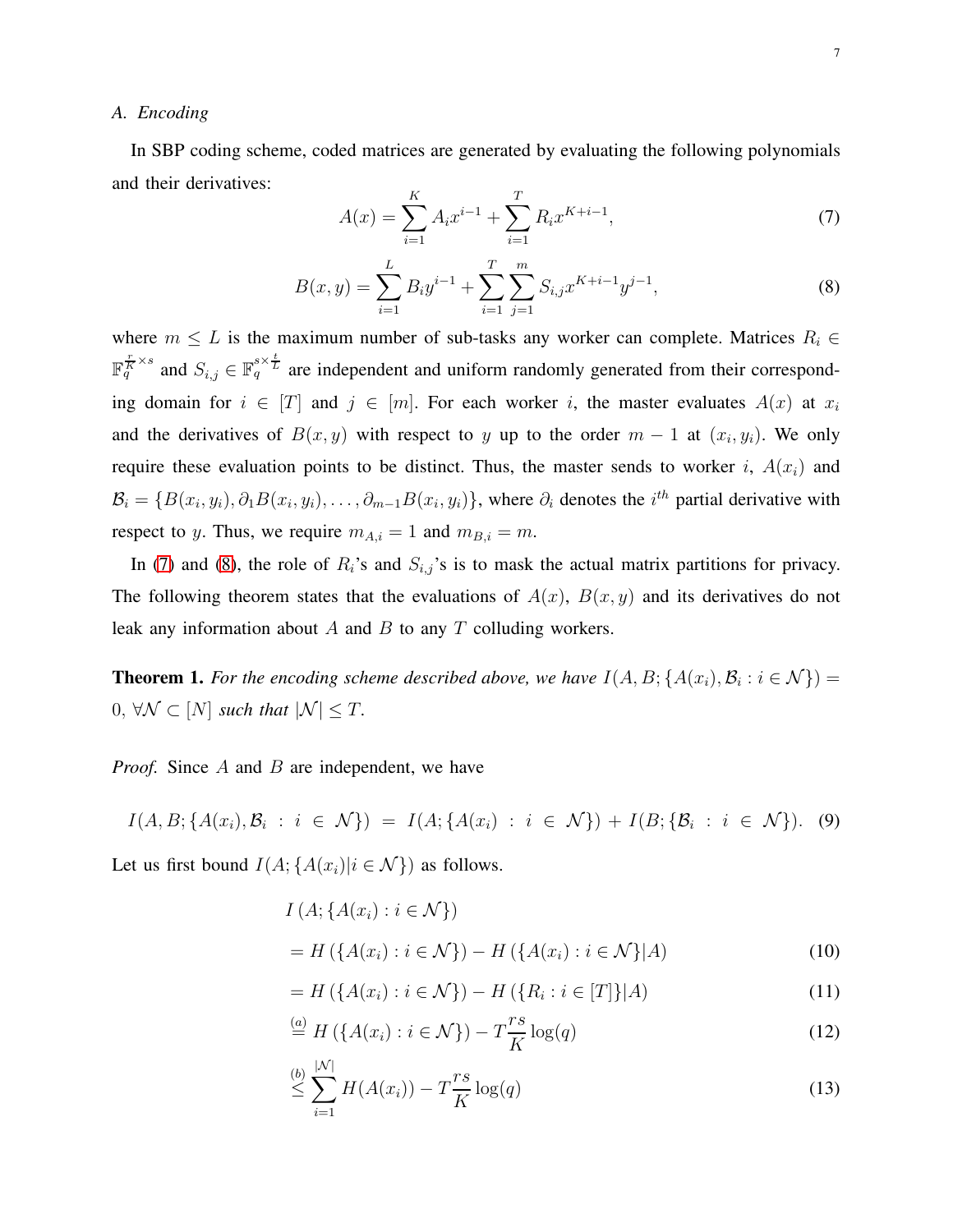### A. Encoding

In SBP coding scheme, coded matrices are generated by evaluating the following polynomials and their derivatives:

$$A(x) = \sum_{i=1}^{K} A_i x^{i-1} + \sum_{i=1}^{T} R_i x^{K+i-1}, \tag{7}$$

$$B(x,y) = \sum_{i=1}^{L} B_i y^{i-1} + \sum_{i=1}^{T} \sum_{j=1}^{m} S_{i,j} x^{K+i-1} y^{j-1}, \tag{8}$$

where $m \leq L$ is the maximum number of sub-tasks any worker can complete. Matrices $R_i \in \mathbb{F}_q^{\frac{r}{K} \times s}$ and $S_{i,j} \in \mathbb{F}_q^{s \times \frac{t}{L}}$ are independent and uniform randomly generated from their corresponding domain for $i \in [T]$ and $j \in [m]$. For each worker $i$, the master evaluates $A(x)$ at $x_i$ and the derivatives of $B(x,y)$ with respect to $y$ up to the order $m-1$ at $(x_i, y_i)$. We only require these evaluation points to be distinct. Thus, the master sends to worker $i$, $A(x_i)$ and $\mathcal{B}_i = \{B(x_i,y_i), \partial_1 B(x_i,y_i), \dots, \partial_{m-1} B(x_i,y_i)\}$, where $\partial_i$ denotes the $i^{th}$ partial derivative with respect to $y$. Thus, we require $m_{A,i} = 1$ and $m_{B,i} = m$.

In (7) and (8), the role of $R_i$'s and $S_{i,j}$'s is to mask the actual matrix partitions for privacy. The following theorem states that the evaluations of $A(x)$, $B(x,y)$ and its derivatives do not leak any information about $A$ and $B$ to any $T$ colluding workers.

**Theorem 1.** *For the encoding scheme described above, we have* $I(A,B;\{A(x_i),\mathcal{B}_i : i \in \mathcal{N}\}) = 0$, $\forall \mathcal{N} \subset [N]$ *such that* $|\mathcal{N}| \leq T$.

*Proof.* Since $A$ and $B$ are independent, we have

$$I(A,B;\{A(x_i),\mathcal{B}_i : i \in \mathcal{N}\}) = I(A;\{A(x_i) : i \in \mathcal{N}\}) + I(B;\{\mathcal{B}_i : i \in \mathcal{N}\}). \tag{9}$$

Let us first bound $I(A;\{A(x_i)|i \in \mathcal{N}\})$ as follows.

$$
\begin{aligned}
& I\left(A;\{A(x_i) : i \in \mathcal{N}\}\right) \\
&= H\left(\{A(x_i) : i \in \mathcal{N}\}\right) - H\left(\{A(x_i) : i \in \mathcal{N}\}|A\right) && (10) \\
&= H\left(\{A(x_i) : i \in \mathcal{N}\}\right) - H\left(\{R_i : i \in [T]\}|A\right) && (11) \\
&\overset{(a)}{=} H\left(\{A(x_i) : i \in \mathcal{N}\}\right) - T\frac{rs}{K}\log(q) && (12) \\
&\overset{(b)}{\leq} \sum_{i=1}^{|\mathcal{N}|} H(A(x_i)) - T\frac{rs}{K}\log(q) && (13)
\end{aligned}
$$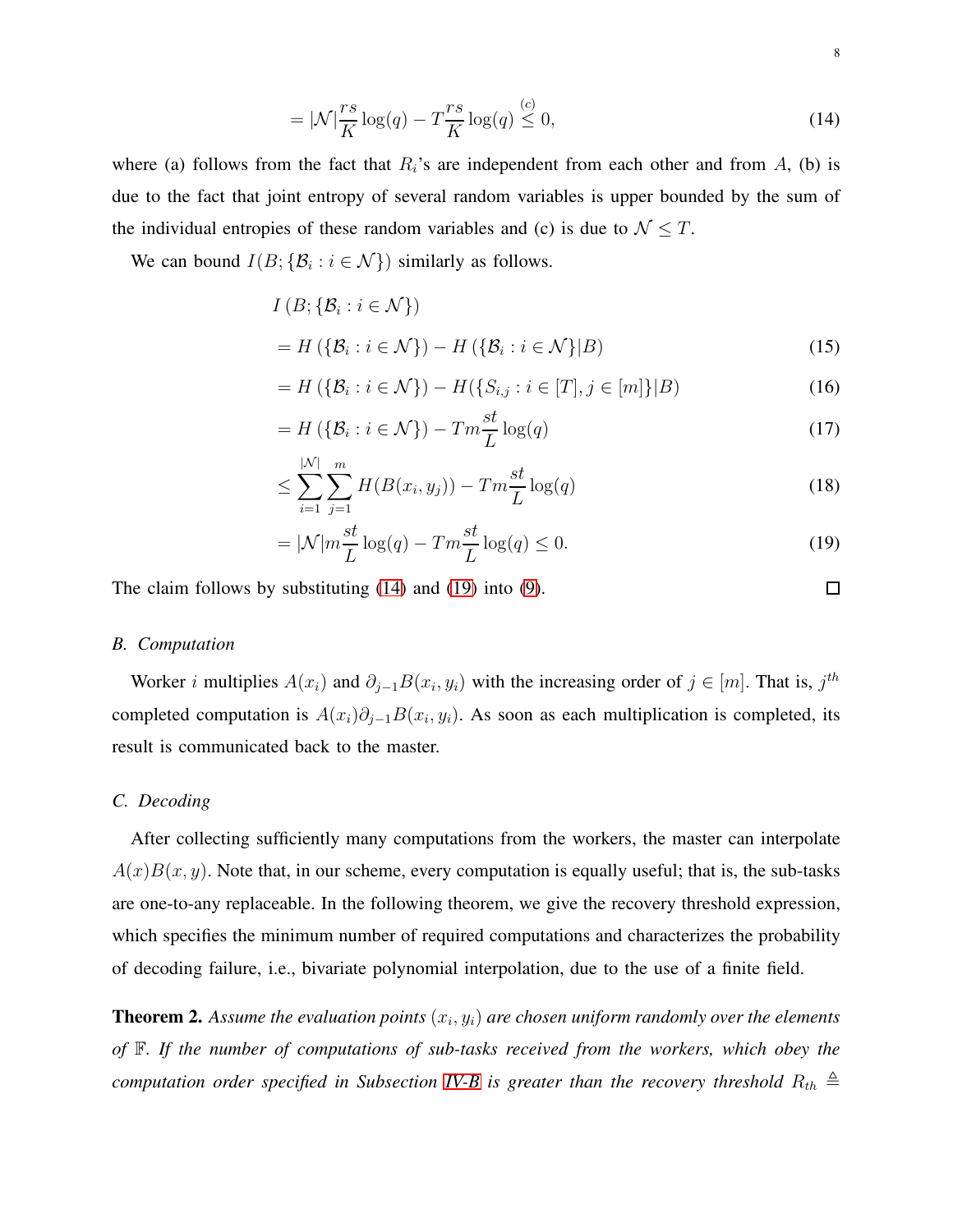$$= |\mathcal{N}|\frac{rs}{K}\log(q) - T\frac{rs}{K}\log(q) \overset{(c)}{\leq} 0, \tag{14}$$

where (a) follows from the fact that $R_i$'s are independent from each other and from $A$, (b) is due to the fact that joint entropy of several random variables is upper bounded by the sum of the individual entropies of these random variables and (c) is due to $\mathcal{N} \leq T$.

We can bound $I(B; \{\mathcal{B}_i : i \in \mathcal{N}\})$ similarly as follows.

$$I\left(B; \{\mathcal{B}_i : i \in \mathcal{N}\}\right)$$

$$= H\left(\{\mathcal{B}_i : i \in \mathcal{N}\}\right) - H\left(\{\mathcal{B}_i : i \in \mathcal{N}\}|B\right) \tag{15}$$

$$= H\left(\{\mathcal{B}_i : i \in \mathcal{N}\}\right) - H(\{S_{i,j} : i \in [T], j \in [m]\}|B) \tag{16}$$

$$= H\left(\{\mathcal{B}_i : i \in \mathcal{N}\}\right) - Tm\frac{st}{L}\log(q) \tag{17}$$

$$\leq \sum_{i=1}^{|\mathcal{N}|}\sum_{j=1}^{m} H(B(x_i, y_j)) - Tm\frac{st}{L}\log(q) \tag{18}$$

$$= |\mathcal{N}|m\frac{st}{L}\log(q) - Tm\frac{st}{L}\log(q) \leq 0. \tag{19}$$

The claim follows by substituting (14) and (19) into (9). □

### B. Computation

Worker $i$ multiplies $A(x_i)$ and $\partial_{j-1}B(x_i, y_i)$ with the increasing order of $j \in [m]$. That is, $j^{th}$ completed computation is $A(x_i)\partial_{j-1}B(x_i, y_i)$. As soon as each multiplication is completed, its result is communicated back to the master.

### C. Decoding

After collecting sufficiently many computations from the workers, the master can interpolate $A(x)B(x, y)$. Note that, in our scheme, every computation is equally useful; that is, the sub-tasks are one-to-any replaceable. In the following theorem, we give the recovery threshold expression, which specifies the minimum number of required computations and characterizes the probability of decoding failure, i.e., bivariate polynomial interpolation, due to the use of a finite field.

**Theorem 2.** *Assume the evaluation points $(x_i, y_i)$ are chosen uniform randomly over the elements of $\mathbb{F}$. If the number of computations of sub-tasks received from the workers, which obey the computation order specified in Subsection IV-B is greater than the recovery threshold $R_{th} \triangleq$*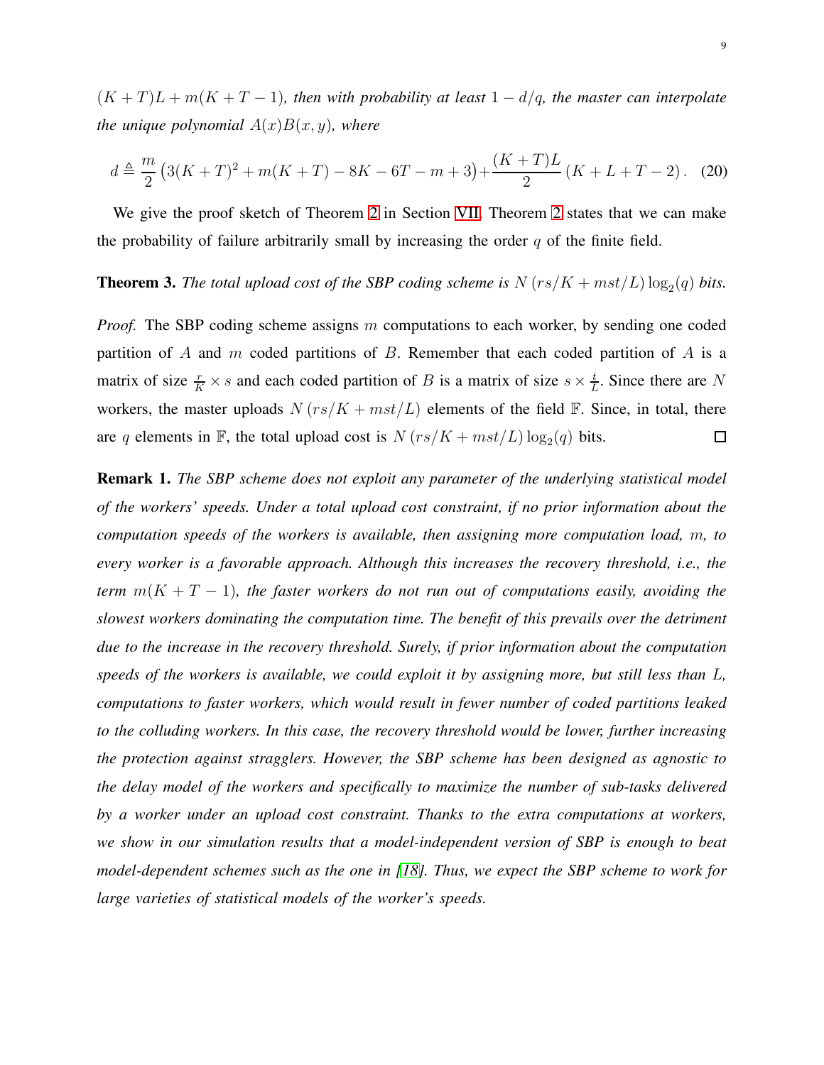$(K+T)L + m(K+T-1)$*, then with probability at least* $1 - d/q$*, the master can interpolate the unique polynomial* $A(x)B(x,y)$*, where*

$$d \triangleq \frac{m}{2}\left(3(K+T)^2 + m(K+T) - 8K - 6T - m + 3\right) + \frac{(K+T)L}{2}\left(K+L+T-2\right). \quad (20)$$

We give the proof sketch of Theorem 2 in Section VII. Theorem 2 states that we can make the probability of failure arbitrarily small by increasing the order $q$ of the finite field.

**Theorem 3.** *The total upload cost of the SBP coding scheme is* $N\left(rs/K + mst/L\right)\log_2(q)$ *bits.*

*Proof.* The SBP coding scheme assigns $m$ computations to each worker, by sending one coded partition of $A$ and $m$ coded partitions of $B$. Remember that each coded partition of $A$ is a matrix of size $\frac{r}{K} \times s$ and each coded partition of $B$ is a matrix of size $s \times \frac{t}{L}$. Since there are $N$ workers, the master uploads $N\left(rs/K + mst/L\right)$ elements of the field $\mathbb{F}$. Since, in total, there are $q$ elements in $\mathbb{F}$, the total upload cost is $N\left(rs/K + mst/L\right)\log_2(q)$ bits. $\square$

**Remark 1.** *The SBP scheme does not exploit any parameter of the underlying statistical model of the workers' speeds. Under a total upload cost constraint, if no prior information about the computation speeds of the workers is available, then assigning more computation load,* $m$*, to every worker is a favorable approach. Although this increases the recovery threshold, i.e., the term* $m(K+T-1)$*, the faster workers do not run out of computations easily, avoiding the slowest workers dominating the computation time. The benefit of this prevails over the detriment due to the increase in the recovery threshold. Surely, if prior information about the computation speeds of the workers is available, we could exploit it by assigning more, but still less than* $L$*, computations to faster workers, which would result in fewer number of coded partitions leaked to the colluding workers. In this case, the recovery threshold would be lower, further increasing the protection against stragglers. However, the SBP scheme has been designed as agnostic to the delay model of the workers and specifically to maximize the number of sub-tasks delivered by a worker under an upload cost constraint. Thanks to the extra computations at workers, we show in our simulation results that a model-independent version of SBP is enough to beat model-dependent schemes such as the one in [18]. Thus, we expect the SBP scheme to work for large varieties of statistical models of the worker's speeds.*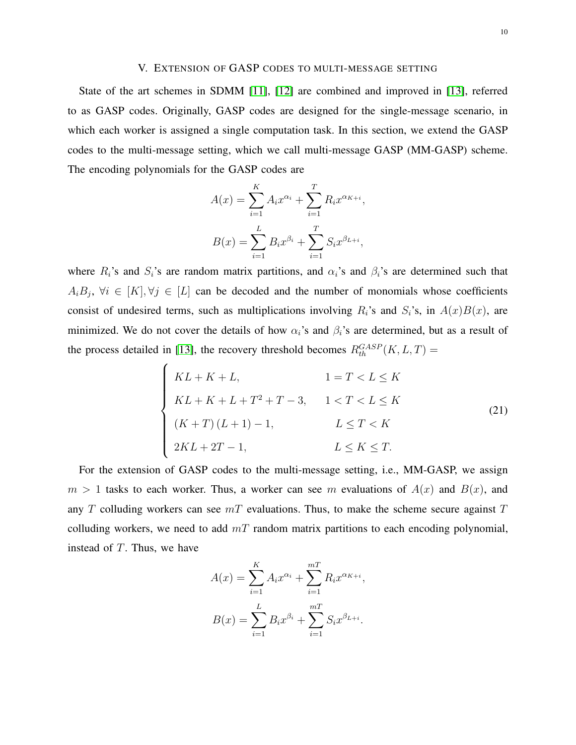## V. Extension of GASP codes to multi-message setting

State of the art schemes in SDMM [11], [12] are combined and improved in [13], referred to as GASP codes. Originally, GASP codes are designed for the single-message scenario, in which each worker is assigned a single computation task. In this section, we extend the GASP codes to the multi-message setting, which we call multi-message GASP (MM-GASP) scheme. The encoding polynomials for the GASP codes are

$$A(x) = \sum_{i=1}^{K} A_i x^{\alpha_i} + \sum_{i=1}^{T} R_i x^{\alpha_{K+i}},$$

$$B(x) = \sum_{i=1}^{L} B_i x^{\beta_i} + \sum_{i=1}^{T} S_i x^{\beta_{L+i}},$$

where $R_i$'s and $S_i$'s are random matrix partitions, and $\alpha_i$'s and $\beta_i$'s are determined such that $A_i B_j$, $\forall i \in [K], \forall j \in [L]$ can be decoded and the number of monomials whose coefficients consist of undesired terms, such as multiplications involving $R_i$'s and $S_i$'s, in $A(x)B(x)$, are minimized. We do not cover the details of how $\alpha_i$'s and $\beta_i$'s are determined, but as a result of the process detailed in [13], the recovery threshold becomes $R_{th}^{GASP}(K, L, T) =$

$$\begin{cases} KL + K + L, & 1 = T < L \leq K \\ KL + K + L + T^2 + T - 3, & 1 < T < L \leq K \\ (K + T)(L + 1) - 1, & L \leq T < K \\ 2KL + 2T - 1, & L \leq K \leq T. \end{cases} \tag{21}$$

For the extension of GASP codes to the multi-message setting, i.e., MM-GASP, we assign $m > 1$ tasks to each worker. Thus, a worker can see $m$ evaluations of $A(x)$ and $B(x)$, and any $T$ colluding workers can see $mT$ evaluations. Thus, to make the scheme secure against $T$ colluding workers, we need to add $mT$ random matrix partitions to each encoding polynomial, instead of $T$. Thus, we have

$$A(x) = \sum_{i=1}^{K} A_i x^{\alpha_i} + \sum_{i=1}^{mT} R_i x^{\alpha_{K+i}},$$

$$B(x) = \sum_{i=1}^{L} B_i x^{\beta_i} + \sum_{i=1}^{mT} S_i x^{\beta_{L+i}}.$$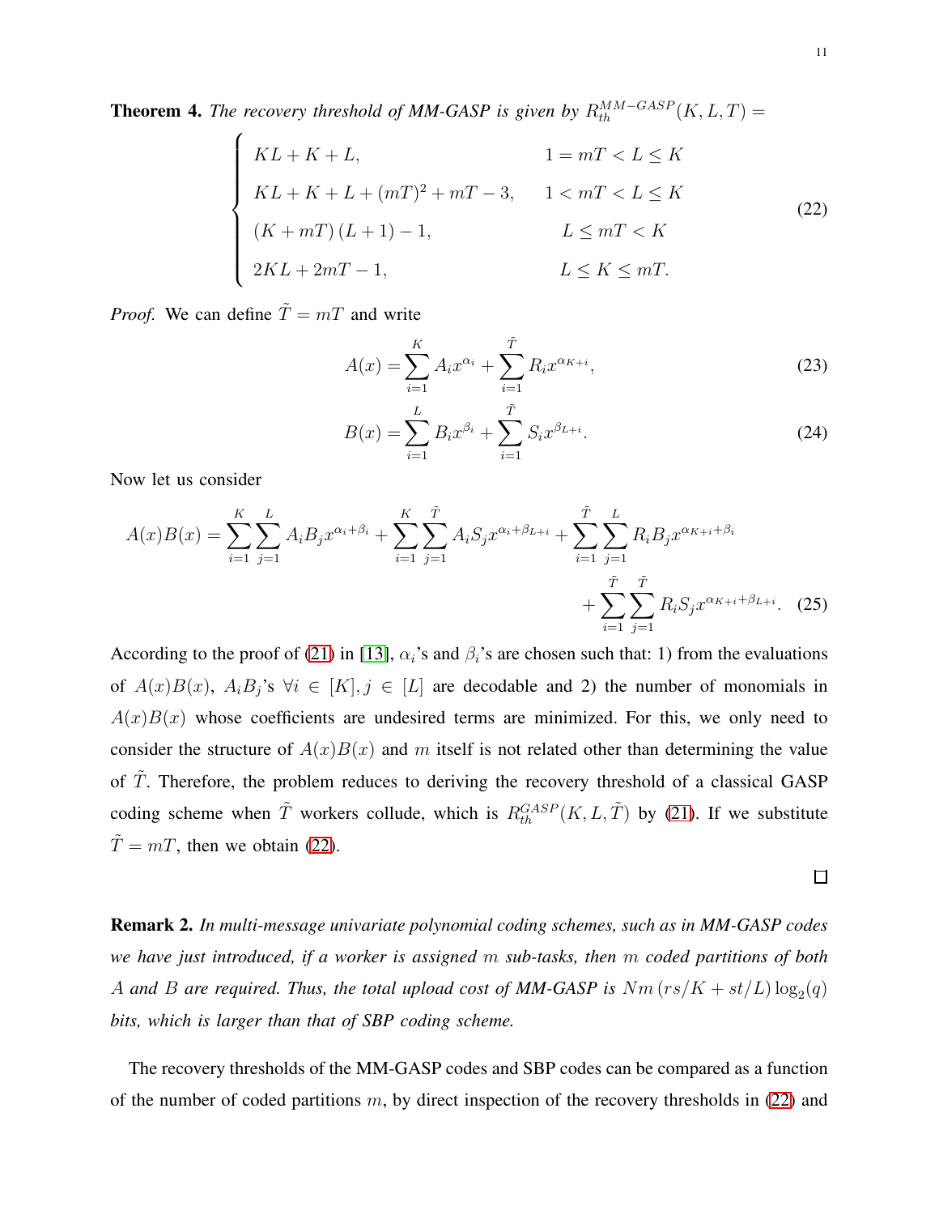**Theorem 4.** *The recovery threshold of MM-GASP is given by* $R_{th}^{MM-GASP}(K, L, T) =$

$$
\begin{cases}
KL + K + L, & 1 = mT < L \leq K \\
KL + K + L + (mT)^2 + mT - 3, & 1 < mT < L \leq K \\
(K + mT)(L + 1) - 1, & L \leq mT < K \\
2KL + 2mT - 1, & L \leq K \leq mT.
\end{cases}
\tag{22}
$$

*Proof.* We can define $\tilde{T} = mT$ and write

$$
A(x) = \sum_{i=1}^{K} A_i x^{\alpha_i} + \sum_{i=1}^{\tilde{T}} R_i x^{\alpha_{K+i}}, \tag{23}
$$

$$
B(x) = \sum_{i=1}^{L} B_i x^{\beta_i} + \sum_{i=1}^{\tilde{T}} S_i x^{\beta_{L+i}}. \tag{24}
$$

Now let us consider

$$
A(x)B(x) = \sum_{i=1}^{K}\sum_{j=1}^{L} A_i B_j x^{\alpha_i+\beta_i} + \sum_{i=1}^{K}\sum_{j=1}^{\tilde{T}} A_i S_j x^{\alpha_i+\beta_{L+i}} + \sum_{i=1}^{\tilde{T}}\sum_{j=1}^{L} R_i B_j x^{\alpha_{K+i}+\beta_i} + \sum_{i=1}^{\tilde{T}}\sum_{j=1}^{\tilde{T}} R_i S_j x^{\alpha_{K+i}+\beta_{L+i}}. \tag{25}
$$

According to the proof of (21) in [13], $\alpha_i$'s and $\beta_i$'s are chosen such that: 1) from the evaluations of $A(x)B(x)$, $A_iB_j$'s $\forall i \in [K], j \in [L]$ are decodable and 2) the number of monomials in $A(x)B(x)$ whose coefficients are undesired terms are minimized. For this, we only need to consider the structure of $A(x)B(x)$ and $m$ itself is not related other than determining the value of $\tilde{T}$. Therefore, the problem reduces to deriving the recovery threshold of a classical GASP coding scheme when $\tilde{T}$ workers collude, which is $R_{th}^{GASP}(K, L, \tilde{T})$ by (21). If we substitute $\tilde{T} = mT$, then we obtain (22).

□

**Remark 2.** *In multi-message univariate polynomial coding schemes, such as in MM-GASP codes we have just introduced, if a worker is assigned $m$ sub-tasks, then $m$ coded partitions of both $A$ and $B$ are required. Thus, the total upload cost of MM-GASP is $Nm(rs/K + st/L)\log_2(q)$ bits, which is larger than that of SBP coding scheme.*

The recovery thresholds of the MM-GASP codes and SBP codes can be compared as a function of the number of coded partitions $m$, by direct inspection of the recovery thresholds in (22) and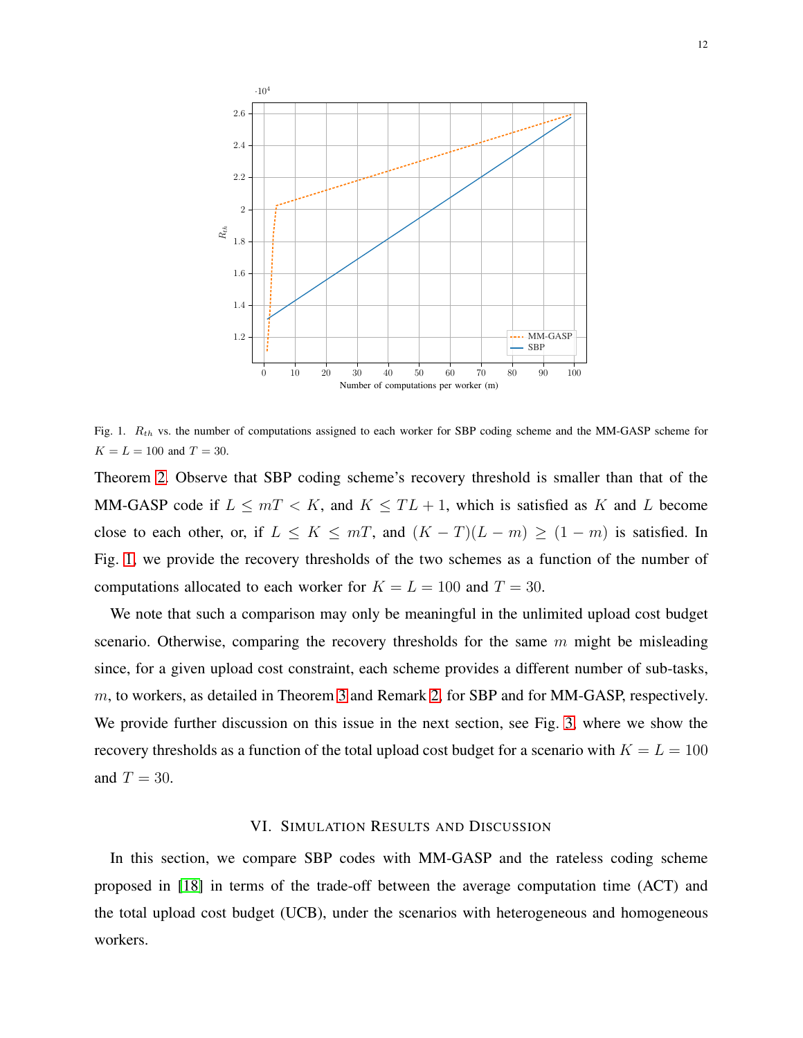Fig. 1. $R_{th}$ vs. the number of computations assigned to each worker for SBP coding scheme and the MM-GASP scheme for $K = L = 100$ and $T = 30$.

Theorem 2. Observe that SBP coding scheme's recovery threshold is smaller than that of the MM-GASP code if $L \leq mT < K$, and $K \leq TL + 1$, which is satisfied as $K$ and $L$ become close to each other, or, if $L \leq K \leq mT$, and $(K - T)(L - m) \geq (1 - m)$ is satisfied. In Fig. 1, we provide the recovery thresholds of the two schemes as a function of the number of computations allocated to each worker for $K = L = 100$ and $T = 30$.

We note that such a comparison may only be meaningful in the unlimited upload cost budget scenario. Otherwise, comparing the recovery thresholds for the same $m$ might be misleading since, for a given upload cost constraint, each scheme provides a different number of sub-tasks, $m$, to workers, as detailed in Theorem 3 and Remark 2, for SBP and for MM-GASP, respectively. We provide further discussion on this issue in the next section, see Fig. 3, where we show the recovery thresholds as a function of the total upload cost budget for a scenario with $K = L = 100$ and $T = 30$.

## VI. Simulation Results and Discussion

In this section, we compare SBP codes with MM-GASP and the rateless coding scheme proposed in [18] in terms of the trade-off between the average computation time (ACT) and the total upload cost budget (UCB), under the scenarios with heterogeneous and homogeneous workers.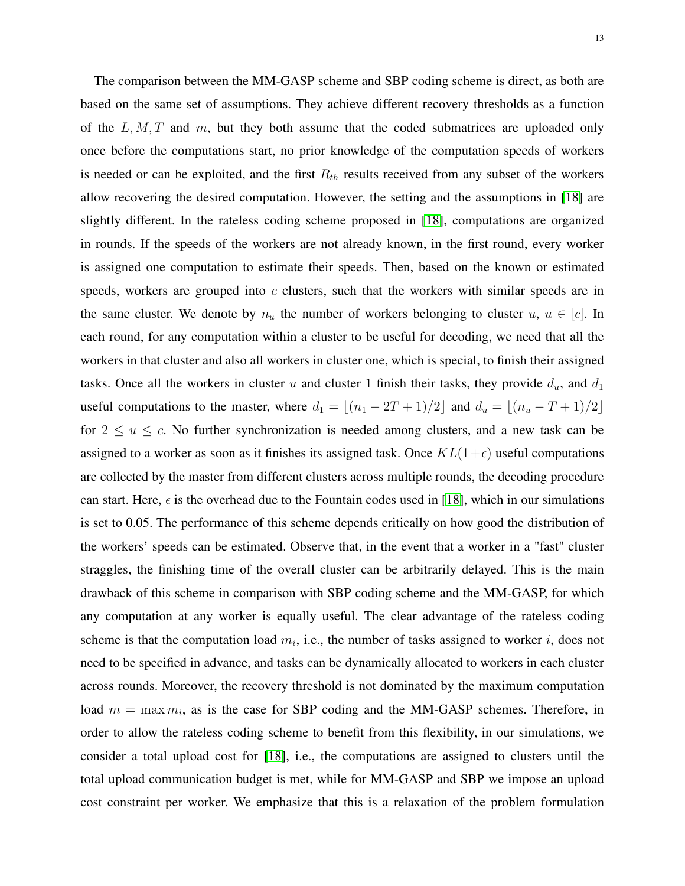The comparison between the MM-GASP scheme and SBP coding scheme is direct, as both are based on the same set of assumptions. They achieve different recovery thresholds as a function of the $L, M, T$ and $m$, but they both assume that the coded submatrices are uploaded only once before the computations start, no prior knowledge of the computation speeds of workers is needed or can be exploited, and the first $R_{th}$ results received from any subset of the workers allow recovering the desired computation. However, the setting and the assumptions in [18] are slightly different. In the rateless coding scheme proposed in [18], computations are organized in rounds. If the speeds of the workers are not already known, in the first round, every worker is assigned one computation to estimate their speeds. Then, based on the known or estimated speeds, workers are grouped into $c$ clusters, such that the workers with similar speeds are in the same cluster. We denote by $n_u$ the number of workers belonging to cluster $u$, $u \in [c]$. In each round, for any computation within a cluster to be useful for decoding, we need that all the workers in that cluster and also all workers in cluster one, which is special, to finish their assigned tasks. Once all the workers in cluster $u$ and cluster 1 finish their tasks, they provide $d_u$, and $d_1$ useful computations to the master, where $d_1 = \lfloor (n_1 - 2T + 1)/2 \rfloor$ and $d_u = \lfloor (n_u - T + 1)/2 \rfloor$ for $2 \leq u \leq c$. No further synchronization is needed among clusters, and a new task can be assigned to a worker as soon as it finishes its assigned task. Once $KL(1+\epsilon)$ useful computations are collected by the master from different clusters across multiple rounds, the decoding procedure can start. Here, $\epsilon$ is the overhead due to the Fountain codes used in [18], which in our simulations is set to 0.05. The performance of this scheme depends critically on how good the distribution of the workers' speeds can be estimated. Observe that, in the event that a worker in a "fast" cluster straggles, the finishing time of the overall cluster can be arbitrarily delayed. This is the main drawback of this scheme in comparison with SBP coding scheme and the MM-GASP, for which any computation at any worker is equally useful. The clear advantage of the rateless coding scheme is that the computation load $m_i$, i.e., the number of tasks assigned to worker $i$, does not need to be specified in advance, and tasks can be dynamically allocated to workers in each cluster across rounds. Moreover, the recovery threshold is not dominated by the maximum computation load $m = \max m_i$, as is the case for SBP coding and the MM-GASP schemes. Therefore, in order to allow the rateless coding scheme to benefit from this flexibility, in our simulations, we consider a total upload cost for [18], i.e., the computations are assigned to clusters until the total upload communication budget is met, while for MM-GASP and SBP we impose an upload cost constraint per worker. We emphasize that this is a relaxation of the problem formulation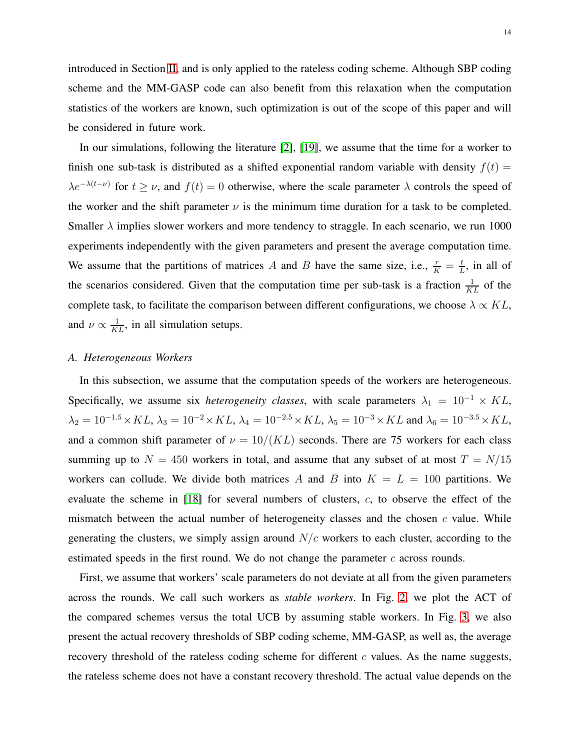introduced in Section II, and is only applied to the rateless coding scheme. Although SBP coding scheme and the MM-GASP code can also benefit from this relaxation when the computation statistics of the workers are known, such optimization is out of the scope of this paper and will be considered in future work.

In our simulations, following the literature [2], [19], we assume that the time for a worker to finish one sub-task is distributed as a shifted exponential random variable with density $f(t) = \lambda e^{-\lambda(t-\nu)}$ for $t \geq \nu$, and $f(t) = 0$ otherwise, where the scale parameter $\lambda$ controls the speed of the worker and the shift parameter $\nu$ is the minimum time duration for a task to be completed. Smaller $\lambda$ implies slower workers and more tendency to straggle. In each scenario, we run 1000 experiments independently with the given parameters and present the average computation time. We assume that the partitions of matrices $A$ and $B$ have the same size, i.e., $\frac{r}{K} = \frac{t}{L}$, in all of the scenarios considered. Given that the computation time per sub-task is a fraction $\frac{1}{KL}$ of the complete task, to facilitate the comparison between different configurations, we choose $\lambda \propto KL$, and $\nu \propto \frac{1}{KL}$, in all simulation setups.

### A. Heterogeneous Workers

In this subsection, we assume that the computation speeds of the workers are heterogeneous. Specifically, we assume six *heterogeneity classes*, with scale parameters $\lambda_1 = 10^{-1} \times KL$, $\lambda_2 = 10^{-1.5} \times KL$, $\lambda_3 = 10^{-2} \times KL$, $\lambda_4 = 10^{-2.5} \times KL$, $\lambda_5 = 10^{-3} \times KL$ and $\lambda_6 = 10^{-3.5} \times KL$, and a common shift parameter of $\nu = 10/(KL)$ seconds. There are 75 workers for each class summing up to $N = 450$ workers in total, and assume that any subset of at most $T = N/15$ workers can collude. We divide both matrices $A$ and $B$ into $K = L = 100$ partitions. We evaluate the scheme in [18] for several numbers of clusters, $c$, to observe the effect of the mismatch between the actual number of heterogeneity classes and the chosen $c$ value. While generating the clusters, we simply assign around $N/c$ workers to each cluster, according to the estimated speeds in the first round. We do not change the parameter $c$ across rounds.

First, we assume that workers' scale parameters do not deviate at all from the given parameters across the rounds. We call such workers as *stable workers*. In Fig. 2, we plot the ACT of the compared schemes versus the total UCB by assuming stable workers. In Fig. 3, we also present the actual recovery thresholds of SBP coding scheme, MM-GASP, as well as, the average recovery threshold of the rateless coding scheme for different $c$ values. As the name suggests, the rateless scheme does not have a constant recovery threshold. The actual value depends on the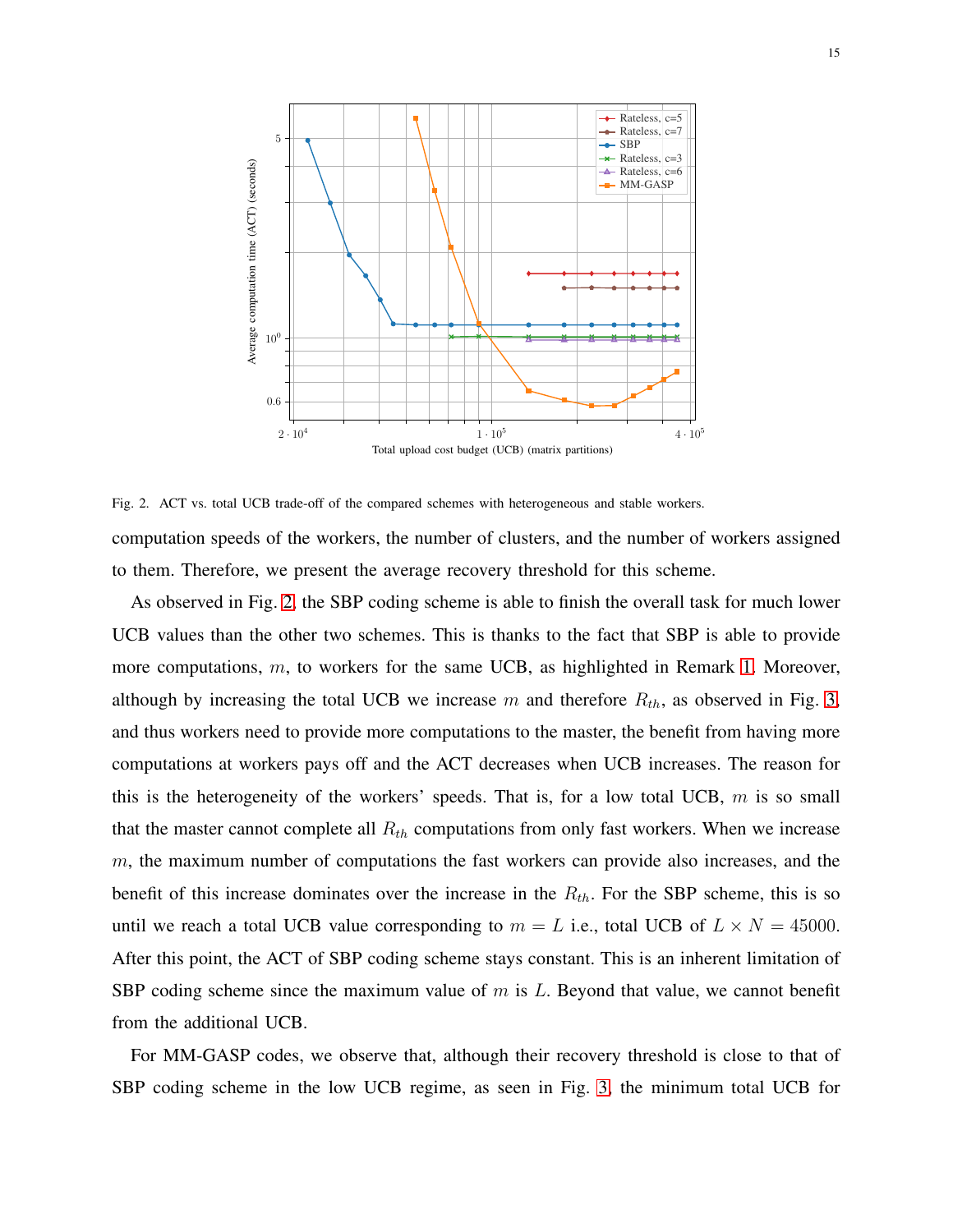Fig. 2. ACT vs. total UCB trade-off of the compared schemes with heterogeneous and stable workers.

computation speeds of the workers, the number of clusters, and the number of workers assigned to them. Therefore, we present the average recovery threshold for this scheme.

As observed in Fig. 2, the SBP coding scheme is able to finish the overall task for much lower UCB values than the other two schemes. This is thanks to the fact that SBP is able to provide more computations, $m$, to workers for the same UCB, as highlighted in Remark 1. Moreover, although by increasing the total UCB we increase $m$ and therefore $R_{th}$, as observed in Fig. 3, and thus workers need to provide more computations to the master, the benefit from having more computations at workers pays off and the ACT decreases when UCB increases. The reason for this is the heterogeneity of the workers' speeds. That is, for a low total UCB, $m$ is so small that the master cannot complete all $R_{th}$ computations from only fast workers. When we increase $m$, the maximum number of computations the fast workers can provide also increases, and the benefit of this increase dominates over the increase in the $R_{th}$. For the SBP scheme, this is so until we reach a total UCB value corresponding to $m = L$ i.e., total UCB of $L \times N = 45000$. After this point, the ACT of SBP coding scheme stays constant. This is an inherent limitation of SBP coding scheme since the maximum value of $m$ is $L$. Beyond that value, we cannot benefit from the additional UCB.

For MM-GASP codes, we observe that, although their recovery threshold is close to that of SBP coding scheme in the low UCB regime, as seen in Fig. 3, the minimum total UCB for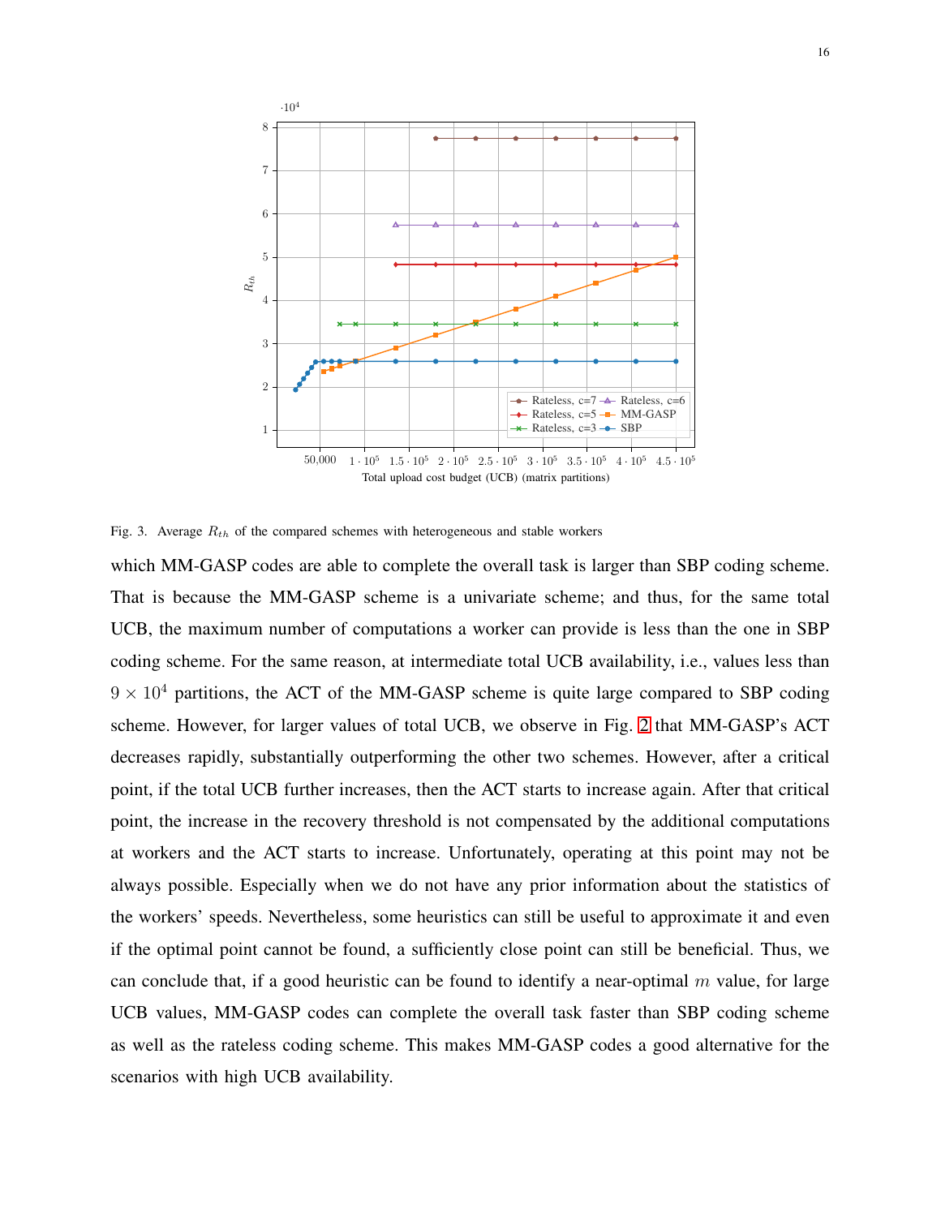Fig. 3. Average $R_{th}$ of the compared schemes with heterogeneous and stable workers

which MM-GASP codes are able to complete the overall task is larger than SBP coding scheme. That is because the MM-GASP scheme is a univariate scheme; and thus, for the same total UCB, the maximum number of computations a worker can provide is less than the one in SBP coding scheme. For the same reason, at intermediate total UCB availability, i.e., values less than $9 \times 10^4$ partitions, the ACT of the MM-GASP scheme is quite large compared to SBP coding scheme. However, for larger values of total UCB, we observe in Fig. 2 that MM-GASP's ACT decreases rapidly, substantially outperforming the other two schemes. However, after a critical point, if the total UCB further increases, then the ACT starts to increase again. After that critical point, the increase in the recovery threshold is not compensated by the additional computations at workers and the ACT starts to increase. Unfortunately, operating at this point may not be always possible. Especially when we do not have any prior information about the statistics of the workers' speeds. Nevertheless, some heuristics can still be useful to approximate it and even if the optimal point cannot be found, a sufficiently close point can still be beneficial. Thus, we can conclude that, if a good heuristic can be found to identify a near-optimal $m$ value, for large UCB values, MM-GASP codes can complete the overall task faster than SBP coding scheme as well as the rateless coding scheme. This makes MM-GASP codes a good alternative for the scenarios with high UCB availability.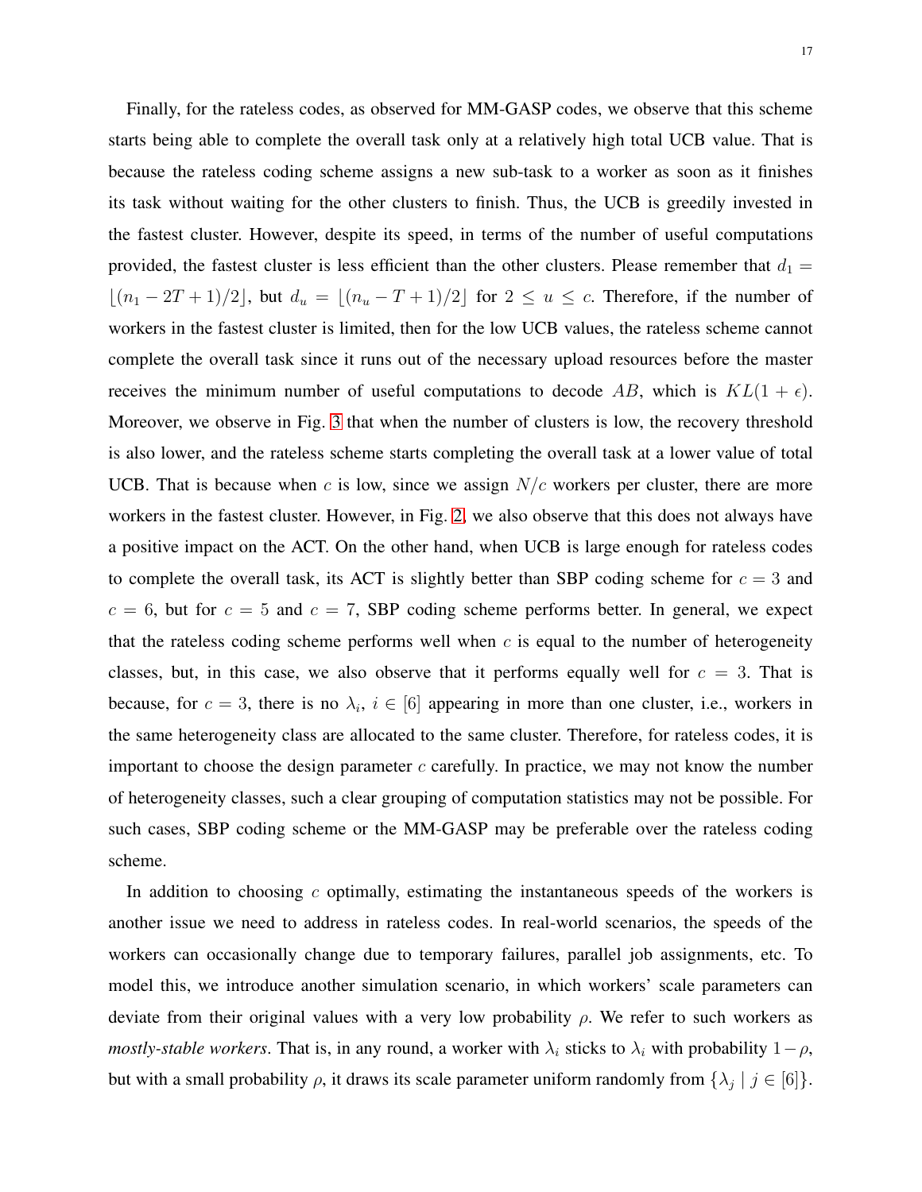Finally, for the rateless codes, as observed for MM-GASP codes, we observe that this scheme starts being able to complete the overall task only at a relatively high total UCB value. That is because the rateless coding scheme assigns a new sub-task to a worker as soon as it finishes its task without waiting for the other clusters to finish. Thus, the UCB is greedily invested in the fastest cluster. However, despite its speed, in terms of the number of useful computations provided, the fastest cluster is less efficient than the other clusters. Please remember that $d_1 = \lfloor (n_1 - 2T + 1)/2 \rfloor$, but $d_u = \lfloor (n_u - T + 1)/2 \rfloor$ for $2 \leq u \leq c$. Therefore, if the number of workers in the fastest cluster is limited, then for the low UCB values, the rateless scheme cannot complete the overall task since it runs out of the necessary upload resources before the master receives the minimum number of useful computations to decode $AB$, which is $KL(1 + \epsilon)$. Moreover, we observe in Fig. 3 that when the number of clusters is low, the recovery threshold is also lower, and the rateless scheme starts completing the overall task at a lower value of total UCB. That is because when $c$ is low, since we assign $N/c$ workers per cluster, there are more workers in the fastest cluster. However, in Fig. 2, we also observe that this does not always have a positive impact on the ACT. On the other hand, when UCB is large enough for rateless codes to complete the overall task, its ACT is slightly better than SBP coding scheme for $c = 3$ and $c = 6$, but for $c = 5$ and $c = 7$, SBP coding scheme performs better. In general, we expect that the rateless coding scheme performs well when $c$ is equal to the number of heterogeneity classes, but, in this case, we also observe that it performs equally well for $c = 3$. That is because, for $c = 3$, there is no $\lambda_i$, $i \in [6]$ appearing in more than one cluster, i.e., workers in the same heterogeneity class are allocated to the same cluster. Therefore, for rateless codes, it is important to choose the design parameter $c$ carefully. In practice, we may not know the number of heterogeneity classes, such a clear grouping of computation statistics may not be possible. For such cases, SBP coding scheme or the MM-GASP may be preferable over the rateless coding scheme.

In addition to choosing $c$ optimally, estimating the instantaneous speeds of the workers is another issue we need to address in rateless codes. In real-world scenarios, the speeds of the workers can occasionally change due to temporary failures, parallel job assignments, etc. To model this, we introduce another simulation scenario, in which workers' scale parameters can deviate from their original values with a very low probability $\rho$. We refer to such workers as *mostly-stable workers*. That is, in any round, a worker with $\lambda_i$ sticks to $\lambda_i$ with probability $1 - \rho$, but with a small probability $\rho$, it draws its scale parameter uniform randomly from $\{\lambda_j \mid j \in [6]\}$.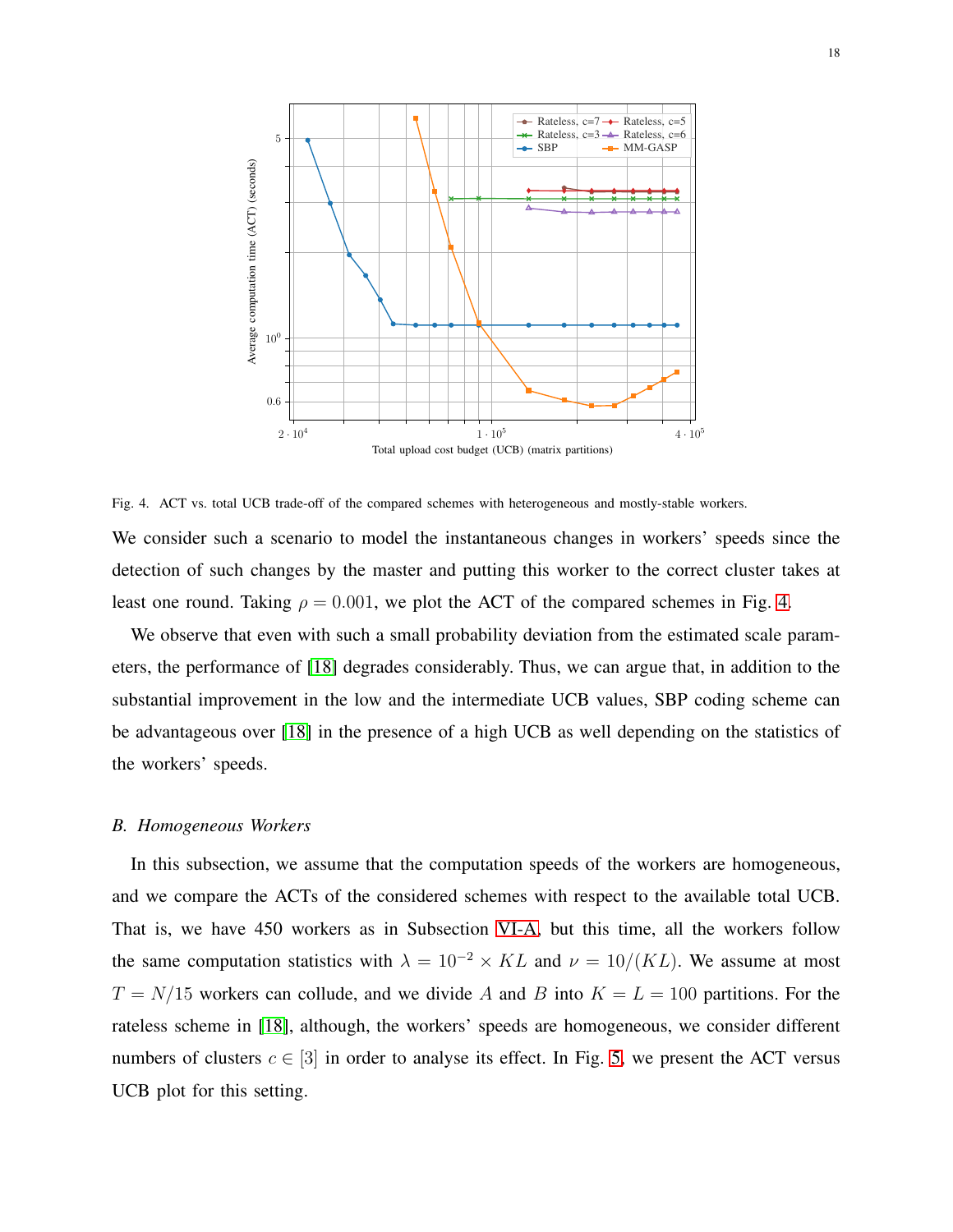Fig. 4. ACT vs. total UCB trade-off of the compared schemes with heterogeneous and mostly-stable workers.

We consider such a scenario to model the instantaneous changes in workers' speeds since the detection of such changes by the master and putting this worker to the correct cluster takes at least one round. Taking $\rho = 0.001$, we plot the ACT of the compared schemes in Fig. 4.

We observe that even with such a small probability deviation from the estimated scale parameters, the performance of [18] degrades considerably. Thus, we can argue that, in addition to the substantial improvement in the low and the intermediate UCB values, SBP coding scheme can be advantageous over [18] in the presence of a high UCB as well depending on the statistics of the workers' speeds.

### B. Homogeneous Workers

In this subsection, we assume that the computation speeds of the workers are homogeneous, and we compare the ACTs of the considered schemes with respect to the available total UCB. That is, we have 450 workers as in Subsection VI-A, but this time, all the workers follow the same computation statistics with $\lambda = 10^{-2} \times KL$ and $\nu = 10/(KL)$. We assume at most $T = N/15$ workers can collude, and we divide $A$ and $B$ into $K = L = 100$ partitions. For the rateless scheme in [18], although, the workers' speeds are homogeneous, we consider different numbers of clusters $c \in [3]$ in order to analyse its effect. In Fig. 5, we present the ACT versus UCB plot for this setting.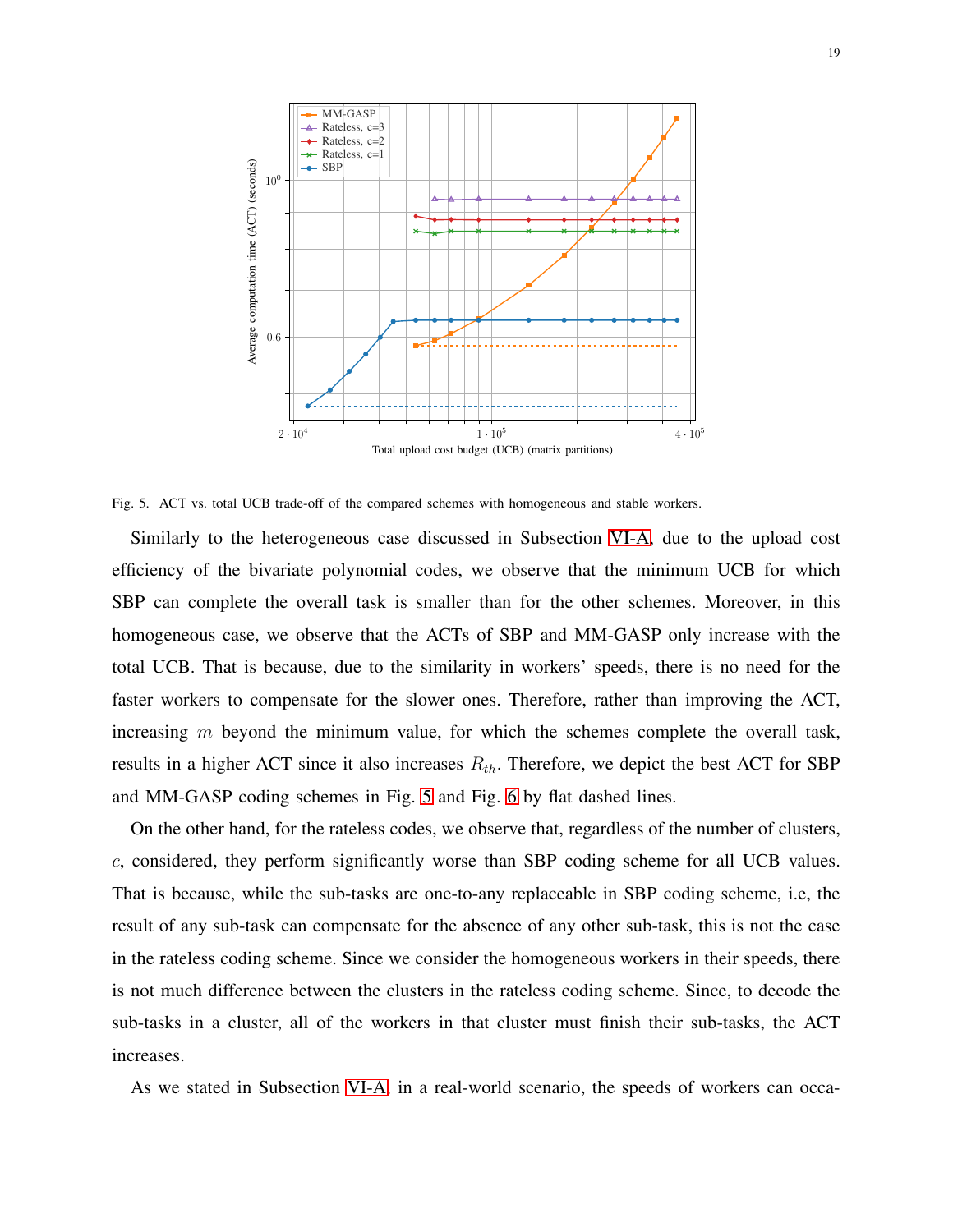Fig. 5. ACT vs. total UCB trade-off of the compared schemes with homogeneous and stable workers.

Similarly to the heterogeneous case discussed in Subsection VI-A, due to the upload cost efficiency of the bivariate polynomial codes, we observe that the minimum UCB for which SBP can complete the overall task is smaller than for the other schemes. Moreover, in this homogeneous case, we observe that the ACTs of SBP and MM-GASP only increase with the total UCB. That is because, due to the similarity in workers' speeds, there is no need for the faster workers to compensate for the slower ones. Therefore, rather than improving the ACT, increasing $m$ beyond the minimum value, for which the schemes complete the overall task, results in a higher ACT since it also increases $R_{th}$. Therefore, we depict the best ACT for SBP and MM-GASP coding schemes in Fig. 5 and Fig. 6 by flat dashed lines.

On the other hand, for the rateless codes, we observe that, regardless of the number of clusters, $c$, considered, they perform significantly worse than SBP coding scheme for all UCB values. That is because, while the sub-tasks are one-to-any replaceable in SBP coding scheme, i.e, the result of any sub-task can compensate for the absence of any other sub-task, this is not the case in the rateless coding scheme. Since we consider the homogeneous workers in their speeds, there is not much difference between the clusters in the rateless coding scheme. Since, to decode the sub-tasks in a cluster, all of the workers in that cluster must finish their sub-tasks, the ACT increases.

As we stated in Subsection VI-A, in a real-world scenario, the speeds of workers can occa-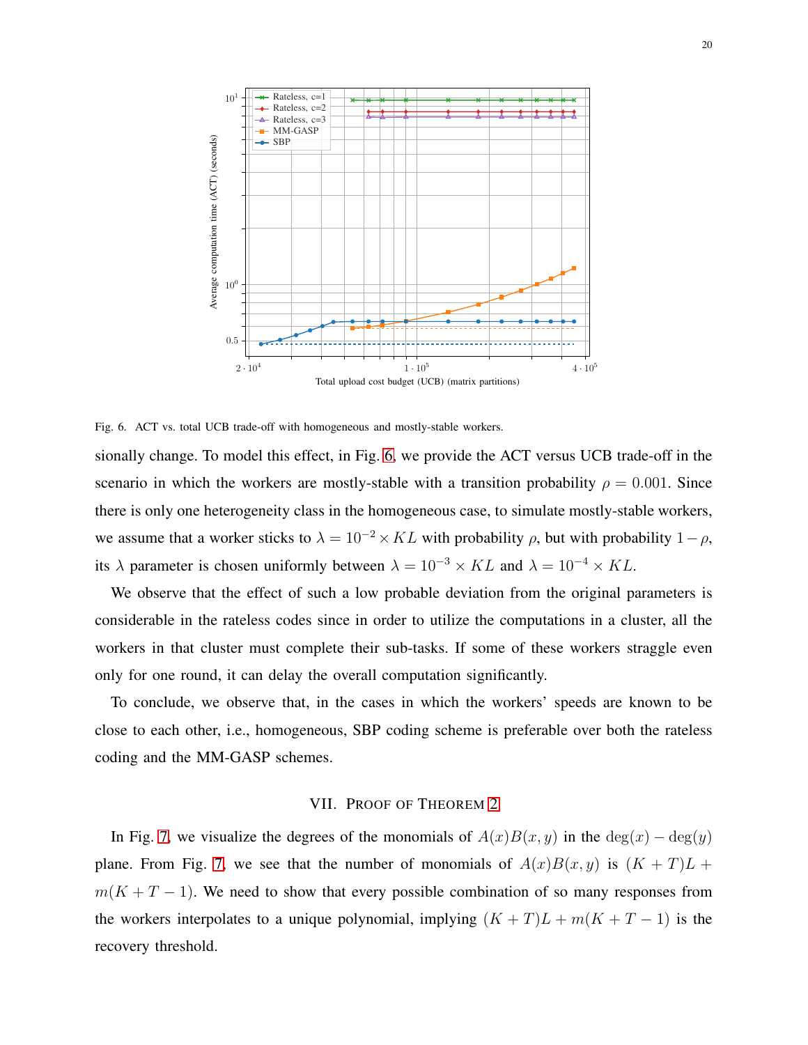Fig. 6. ACT vs. total UCB trade-off with homogeneous and mostly-stable workers.

sionally change. To model this effect, in Fig. 6, we provide the ACT versus UCB trade-off in the scenario in which the workers are mostly-stable with a transition probability $\rho = 0.001$. Since there is only one heterogeneity class in the homogeneous case, to simulate mostly-stable workers, we assume that a worker sticks to $\lambda = 10^{-2} \times KL$ with probability $\rho$, but with probability $1 - \rho$, its $\lambda$ parameter is chosen uniformly between $\lambda = 10^{-3} \times KL$ and $\lambda = 10^{-4} \times KL$.

We observe that the effect of such a low probable deviation from the original parameters is considerable in the rateless codes since in order to utilize the computations in a cluster, all the workers in that cluster must complete their sub-tasks. If some of these workers straggle even only for one round, it can delay the overall computation significantly.

To conclude, we observe that, in the cases in which the workers' speeds are known to be close to each other, i.e., homogeneous, SBP coding scheme is preferable over both the rateless coding and the MM-GASP schemes.

## VII. Proof of Theorem 2

In Fig. 7, we visualize the degrees of the monomials of $A(x)B(x, y)$ in the $\deg(x) - \deg(y)$ plane. From Fig. 7, we see that the number of monomials of $A(x)B(x, y)$ is $(K + T)L + m(K + T - 1)$. We need to show that every possible combination of so many responses from the workers interpolates to a unique polynomial, implying $(K + T)L + m(K + T - 1)$ is the recovery threshold.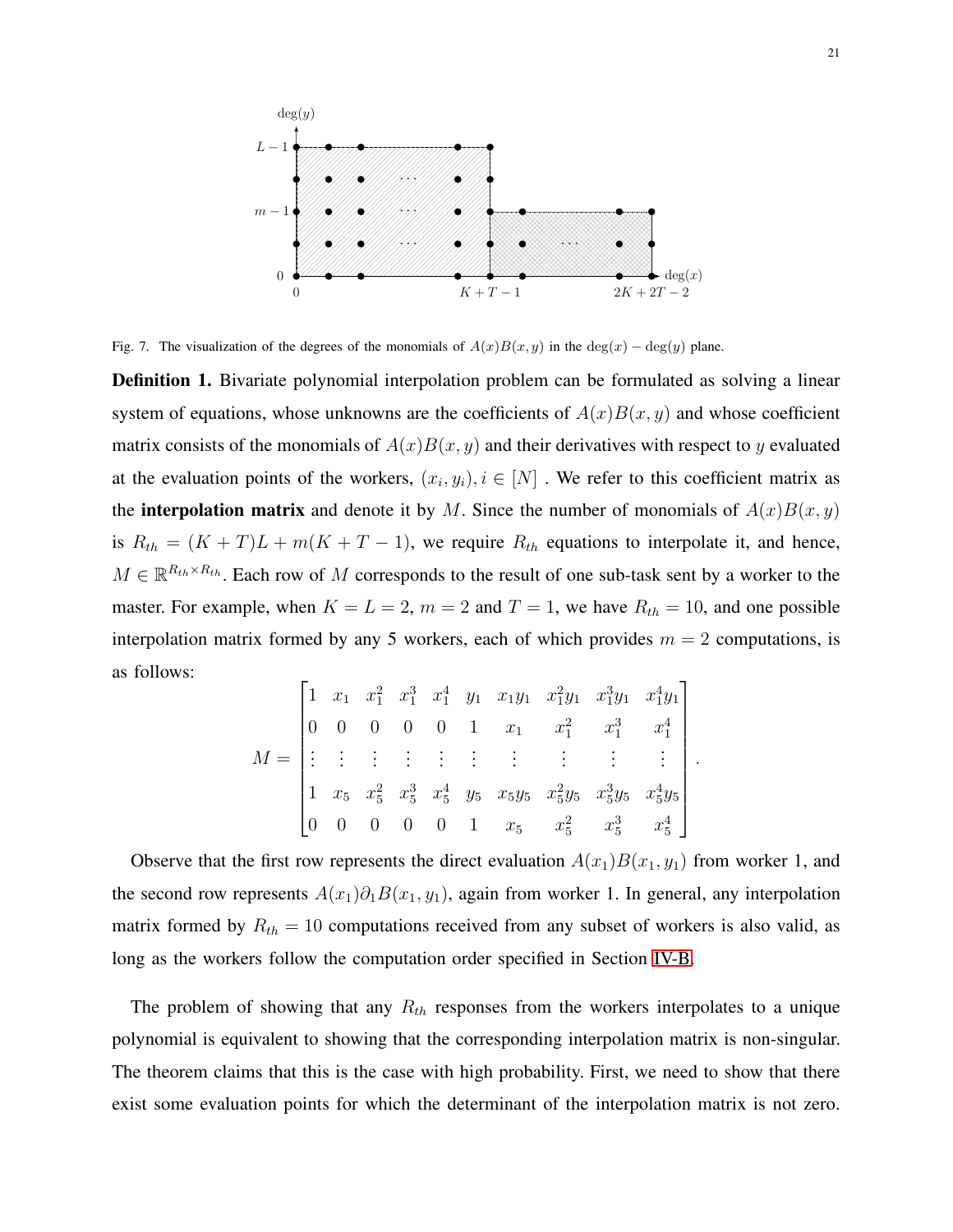Fig. 7. The visualization of the degrees of the monomials of $A(x)B(x,y)$ in the $\deg(x) - \deg(y)$ plane.

**Definition 1.** Bivariate polynomial interpolation problem can be formulated as solving a linear system of equations, whose unknowns are the coefficients of $A(x)B(x,y)$ and whose coefficient matrix consists of the monomials of $A(x)B(x,y)$ and their derivatives with respect to $y$ evaluated at the evaluation points of the workers, $(x_i, y_i), i \in [N]$ . We refer to this coefficient matrix as the **interpolation matrix** and denote it by $M$. Since the number of monomials of $A(x)B(x,y)$ is $R_{th} = (K+T)L + m(K+T-1)$, we require $R_{th}$ equations to interpolate it, and hence, $M \in \mathbb{R}^{R_{th} \times R_{th}}$. Each row of $M$ corresponds to the result of one sub-task sent by a worker to the master. For example, when $K = L = 2$, $m = 2$ and $T = 1$, we have $R_{th} = 10$, and one possible interpolation matrix formed by any 5 workers, each of which provides $m = 2$ computations, is as follows:

$$M = \begin{bmatrix} 1 & x_1 & x_1^2 & x_1^3 & x_1^4 & y_1 & x_1y_1 & x_1^2y_1 & x_1^3y_1 & x_1^4y_1 \\ 0 & 0 & 0 & 0 & 0 & 1 & x_1 & x_1^2 & x_1^3 & x_1^4 \\ \vdots & \vdots & \vdots & \vdots & \vdots & \vdots & \vdots & \vdots & \vdots & \vdots \\ 1 & x_5 & x_5^2 & x_5^3 & x_5^4 & y_5 & x_5y_5 & x_5^2y_5 & x_5^3y_5 & x_5^4y_5 \\ 0 & 0 & 0 & 0 & 0 & 1 & x_5 & x_5^2 & x_5^3 & x_5^4 \end{bmatrix}.$$

Observe that the first row represents the direct evaluation $A(x_1)B(x_1, y_1)$ from worker 1, and the second row represents $A(x_1)\partial_1 B(x_1, y_1)$, again from worker 1. In general, any interpolation matrix formed by $R_{th} = 10$ computations received from any subset of workers is also valid, as long as the workers follow the computation order specified in Section IV-B.

The problem of showing that any $R_{th}$ responses from the workers interpolates to a unique polynomial is equivalent to showing that the corresponding interpolation matrix is non-singular. The theorem claims that this is the case with high probability. First, we need to show that there exist some evaluation points for which the determinant of the interpolation matrix is not zero.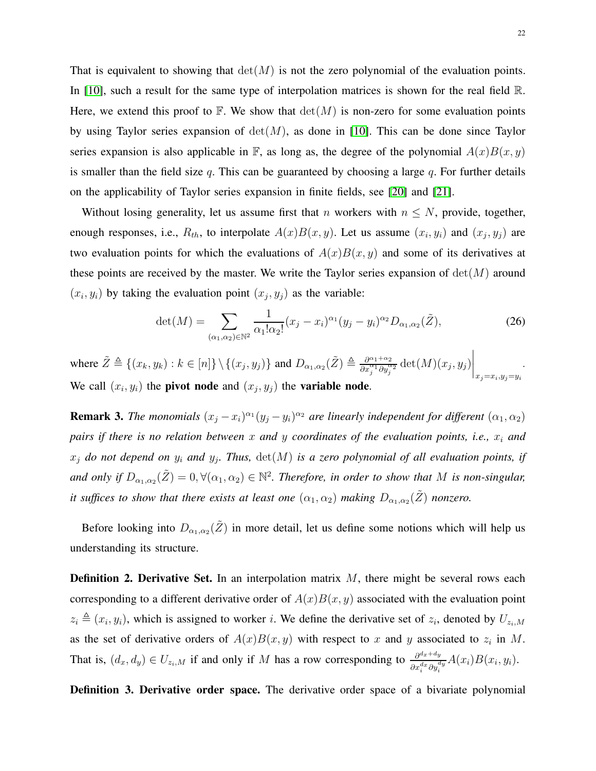That is equivalent to showing that $\det(M)$ is not the zero polynomial of the evaluation points. In [10], such a result for the same type of interpolation matrices is shown for the real field $\mathbb{R}$. Here, we extend this proof to $\mathbb{F}$. We show that $\det(M)$ is non-zero for some evaluation points by using Taylor series expansion of $\det(M)$, as done in [10]. This can be done since Taylor series expansion is also applicable in $\mathbb{F}$, as long as, the degree of the polynomial $A(x)B(x,y)$ is smaller than the field size $q$. This can be guaranteed by choosing a large $q$. For further details on the applicability of Taylor series expansion in finite fields, see [20] and [21].

Without losing generality, let us assume first that $n$ workers with $n \leq N$, provide, together, enough responses, i.e., $R_{th}$, to interpolate $A(x)B(x,y)$. Let us assume $(x_i, y_i)$ and $(x_j, y_j)$ are two evaluation points for which the evaluations of $A(x)B(x,y)$ and some of its derivatives at these points are received by the master. We write the Taylor series expansion of $\det(M)$ around $(x_i, y_i)$ by taking the evaluation point $(x_j, y_j)$ as the variable:

$$\det(M) = \sum_{(\alpha_1,\alpha_2)\in\mathbb{N}^2} \frac{1}{\alpha_1!\alpha_2!}(x_j - x_i)^{\alpha_1}(y_j - y_i)^{\alpha_2} D_{\alpha_1,\alpha_2}(\tilde{Z}), \tag{26}$$

where $\tilde{Z} \triangleq \{(x_k, y_k) : k \in [n]\} \setminus \{(x_j, y_j)\}$ and $D_{\alpha_1,\alpha_2}(\tilde{Z}) \triangleq \frac{\partial^{\alpha_1+\alpha_2}}{\partial x_j^{\alpha_1} \partial y_j^{\alpha_2}} \det(M)(x_j, y_j)\Big|_{x_j=x_i, y_j=y_i}$. We call $(x_i, y_i)$ the **pivot node** and $(x_j, y_j)$ the **variable node**.

**Remark 3.** *The monomials $(x_j - x_i)^{\alpha_1}(y_j - y_i)^{\alpha_2}$ are linearly independent for different $(\alpha_1, \alpha_2)$ pairs if there is no relation between $x$ and $y$ coordinates of the evaluation points, i.e., $x_i$ and $x_j$ do not depend on $y_i$ and $y_j$. Thus, $\det(M)$ is a zero polynomial of all evaluation points, if and only if $D_{\alpha_1,\alpha_2}(\tilde{Z}) = 0, \forall(\alpha_1, \alpha_2) \in \mathbb{N}^2$. Therefore, in order to show that $M$ is non-singular, it suffices to show that there exists at least one $(\alpha_1, \alpha_2)$ making $D_{\alpha_1,\alpha_2}(\tilde{Z})$ nonzero.*

Before looking into $D_{\alpha_1,\alpha_2}(\tilde{Z})$ in more detail, let us define some notions which will help us understanding its structure.

**Definition 2. Derivative Set.** In an interpolation matrix $M$, there might be several rows each corresponding to a different derivative order of $A(x)B(x,y)$ associated with the evaluation point $z_i \triangleq (x_i, y_i)$, which is assigned to worker $i$. We define the derivative set of $z_i$, denoted by $U_{z_i,M}$ as the set of derivative orders of $A(x)B(x,y)$ with respect to $x$ and $y$ associated to $z_i$ in $M$. That is, $(d_x, d_y) \in U_{z_i,M}$ if and only if $M$ has a row corresponding to $\frac{\partial^{d_x+d_y}}{\partial x_i^{d_x} \partial y_i^{d_y}} A(x_i)B(x_i, y_i)$.

**Definition 3. Derivative order space.** The derivative order space of a bivariate polynomial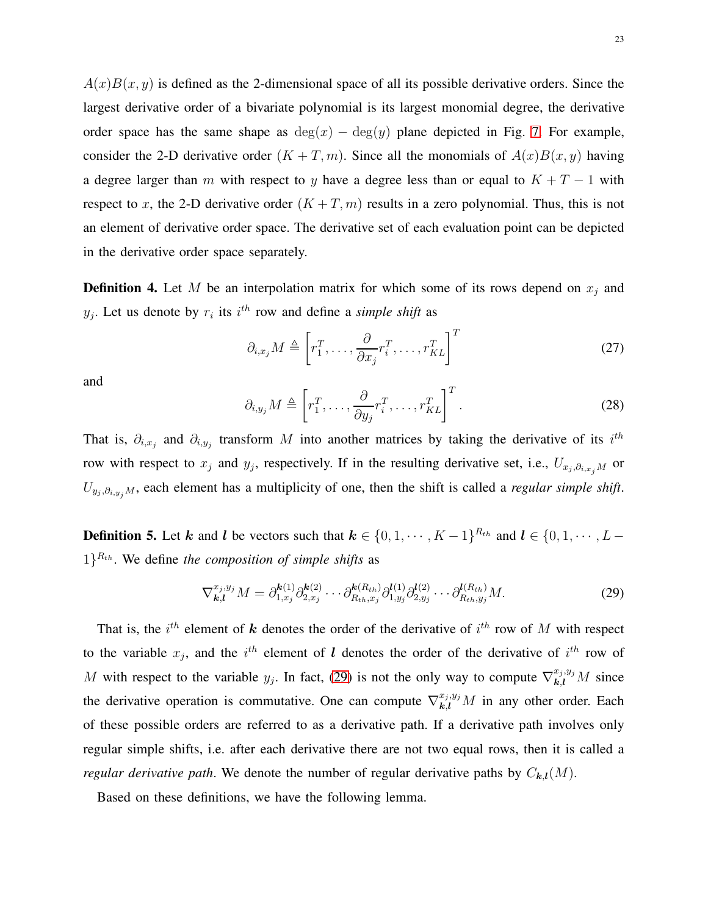$A(x)B(x,y)$ is defined as the 2-dimensional space of all its possible derivative orders. Since the largest derivative order of a bivariate polynomial is its largest monomial degree, the derivative order space has the same shape as $\deg(x) - \deg(y)$ plane depicted in Fig. 7. For example, consider the 2-D derivative order $(K+T, m)$. Since all the monomials of $A(x)B(x,y)$ having a degree larger than $m$ with respect to $y$ have a degree less than or equal to $K+T-1$ with respect to $x$, the 2-D derivative order $(K+T, m)$ results in a zero polynomial. Thus, this is not an element of derivative order space. The derivative set of each evaluation point can be depicted in the derivative order space separately.

**Definition 4.** Let $M$ be an interpolation matrix for which some of its rows depend on $x_j$ and $y_j$. Let us denote by $r_i$ its $i^{th}$ row and define a *simple shift* as

$$\partial_{i,x_j} M \triangleq \left[ r_1^T, \ldots, \frac{\partial}{\partial x_j} r_i^T, \ldots, r_{KL}^T \right]^T \tag{27}$$

and

$$\partial_{i,y_j} M \triangleq \left[ r_1^T, \ldots, \frac{\partial}{\partial y_j} r_i^T, \ldots, r_{KL}^T \right]^T. \tag{28}$$

That is, $\partial_{i,x_j}$ and $\partial_{i,y_j}$ transform $M$ into another matrices by taking the derivative of its $i^{th}$ row with respect to $x_j$ and $y_j$, respectively. If in the resulting derivative set, i.e., $U_{x_j, \partial_{i,x_j} M}$ or $U_{y_j, \partial_{i,y_j} M}$, each element has a multiplicity of one, then the shift is called a *regular simple shift*.

**Definition 5.** Let $\boldsymbol{k}$ and $\boldsymbol{l}$ be vectors such that $\boldsymbol{k} \in \{0, 1, \cdots, K-1\}^{R_{th}}$ and $\boldsymbol{l} \in \{0, 1, \cdots, L-1\}^{R_{th}}$. We define *the composition of simple shifts* as

$$\nabla_{\boldsymbol{k},\boldsymbol{l}}^{x_j,y_j} M = \partial_{1,x_j}^{\boldsymbol{k}(1)} \partial_{2,x_j}^{\boldsymbol{k}(2)} \cdots \partial_{R_{th},x_j}^{\boldsymbol{k}(R_{th})} \partial_{1,y_j}^{\boldsymbol{l}(1)} \partial_{2,y_j}^{\boldsymbol{l}(2)} \cdots \partial_{R_{th},y_j}^{\boldsymbol{l}(R_{th})} M. \tag{29}$$

That is, the $i^{th}$ element of $\boldsymbol{k}$ denotes the order of the derivative of $i^{th}$ row of $M$ with respect to the variable $x_j$, and the $i^{th}$ element of $\boldsymbol{l}$ denotes the order of the derivative of $i^{th}$ row of $M$ with respect to the variable $y_j$. In fact, (29) is not the only way to compute $\nabla_{\boldsymbol{k},\boldsymbol{l}}^{x_j,y_j} M$ since the derivative operation is commutative. One can compute $\nabla_{\boldsymbol{k},\boldsymbol{l}}^{x_j,y_j} M$ in any other order. Each of these possible orders are referred to as a derivative path. If a derivative path involves only regular simple shifts, i.e. after each derivative there are not two equal rows, then it is called a *regular derivative path*. We denote the number of regular derivative paths by $C_{\boldsymbol{k},\boldsymbol{l}}(M)$.

Based on these definitions, we have the following lemma.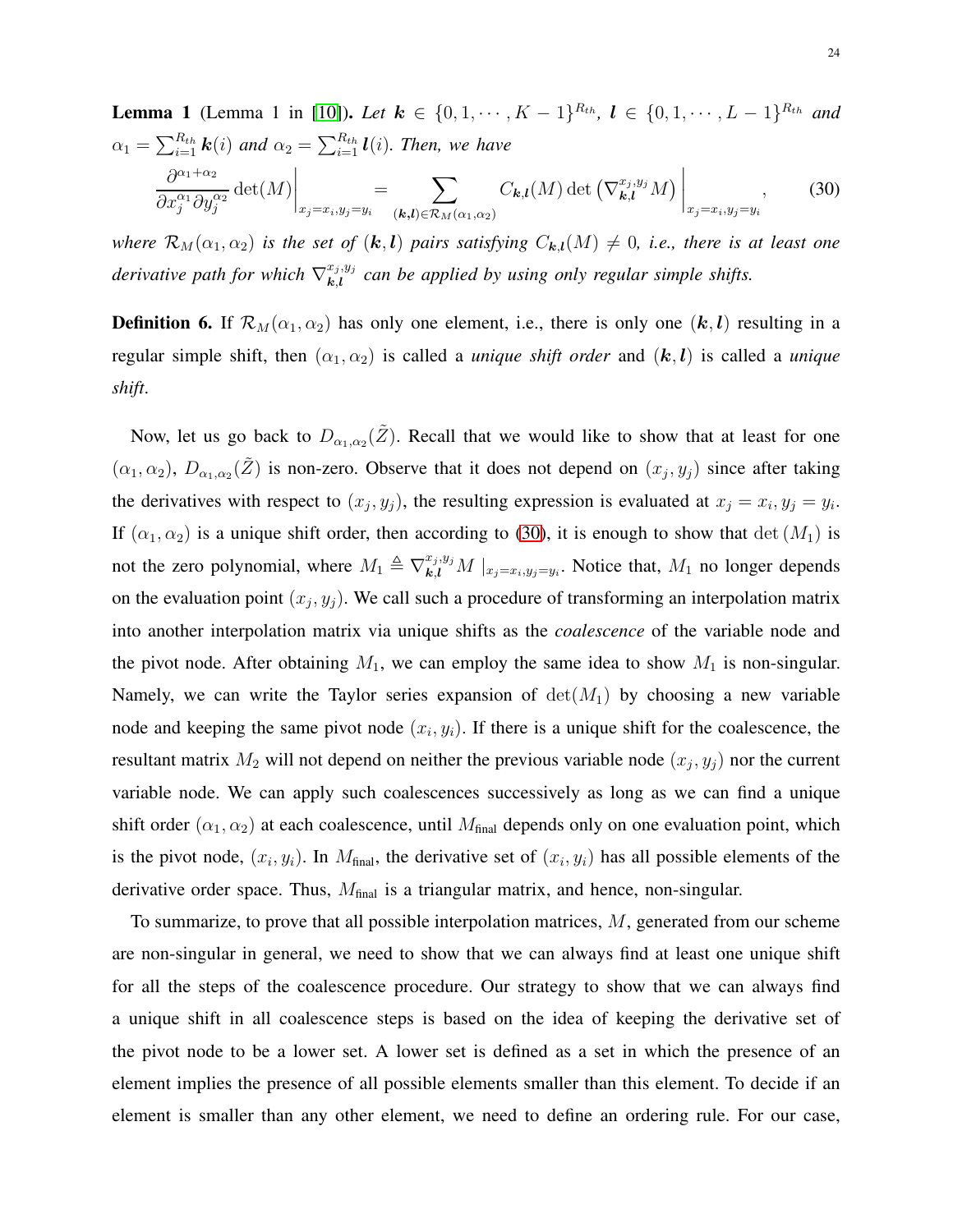**Lemma 1** (Lemma 1 in [10]). *Let $\boldsymbol{k} \in \{0, 1, \cdots, K-1\}^{R_{th}}$, $\boldsymbol{l} \in \{0, 1, \cdots, L-1\}^{R_{th}}$ and $\alpha_1 = \sum_{i=1}^{R_{th}} \boldsymbol{k}(i)$ and $\alpha_2 = \sum_{i=1}^{R_{th}} \boldsymbol{l}(i)$. Then, we have*

$$\frac{\partial^{\alpha_1+\alpha_2}}{\partial x_j^{\alpha_1} \partial y_j^{\alpha_2}} \det(M) \bigg|_{x_j=x_i, y_j=y_i} = \sum_{(\boldsymbol{k},\boldsymbol{l}) \in \mathcal{R}_M(\alpha_1,\alpha_2)} C_{\boldsymbol{k},\boldsymbol{l}}(M) \det\left(\nabla_{\boldsymbol{k},\boldsymbol{l}}^{x_j,y_j} M\right) \bigg|_{x_j=x_i, y_j=y_i}, \tag{30}$$

*where $\mathcal{R}_M(\alpha_1, \alpha_2)$ is the set of $(\boldsymbol{k}, \boldsymbol{l})$ pairs satisfying $C_{\boldsymbol{k},\boldsymbol{l}}(M) \neq 0$, i.e., there is at least one derivative path for which $\nabla_{\boldsymbol{k},\boldsymbol{l}}^{x_j,y_j}$ can be applied by using only regular simple shifts.*

**Definition 6.** If $\mathcal{R}_M(\alpha_1, \alpha_2)$ has only one element, i.e., there is only one $(\boldsymbol{k}, \boldsymbol{l})$ resulting in a regular simple shift, then $(\alpha_1, \alpha_2)$ is called a *unique shift order* and $(\boldsymbol{k}, \boldsymbol{l})$ is called a *unique shift*.

Now, let us go back to $D_{\alpha_1,\alpha_2}(\tilde{Z})$. Recall that we would like to show that at least for one $(\alpha_1, \alpha_2)$, $D_{\alpha_1,\alpha_2}(\tilde{Z})$ is non-zero. Observe that it does not depend on $(x_j, y_j)$ since after taking the derivatives with respect to $(x_j, y_j)$, the resulting expression is evaluated at $x_j = x_i, y_j = y_i$. If $(\alpha_1, \alpha_2)$ is a unique shift order, then according to (30), it is enough to show that $\det(M_1)$ is not the zero polynomial, where $M_1 \triangleq \nabla_{\boldsymbol{k},\boldsymbol{l}}^{x_j,y_j} M \mid_{x_j=x_i,y_j=y_i}$. Notice that, $M_1$ no longer depends on the evaluation point $(x_j, y_j)$. We call such a procedure of transforming an interpolation matrix into another interpolation matrix via unique shifts as the *coalescence* of the variable node and the pivot node. After obtaining $M_1$, we can employ the same idea to show $M_1$ is non-singular. Namely, we can write the Taylor series expansion of $\det(M_1)$ by choosing a new variable node and keeping the same pivot node $(x_i, y_i)$. If there is a unique shift for the coalescence, the resultant matrix $M_2$ will not depend on neither the previous variable node $(x_j, y_j)$ nor the current variable node. We can apply such coalescences successively as long as we can find a unique shift order $(\alpha_1, \alpha_2)$ at each coalescence, until $M_{\text{final}}$ depends only on one evaluation point, which is the pivot node, $(x_i, y_i)$. In $M_{\text{final}}$, the derivative set of $(x_i, y_i)$ has all possible elements of the derivative order space. Thus, $M_{\text{final}}$ is a triangular matrix, and hence, non-singular.

To summarize, to prove that all possible interpolation matrices, $M$, generated from our scheme are non-singular in general, we need to show that we can always find at least one unique shift for all the steps of the coalescence procedure. Our strategy to show that we can always find a unique shift in all coalescence steps is based on the idea of keeping the derivative set of the pivot node to be a lower set. A lower set is defined as a set in which the presence of an element implies the presence of all possible elements smaller than this element. To decide if an element is smaller than any other element, we need to define an ordering rule. For our case,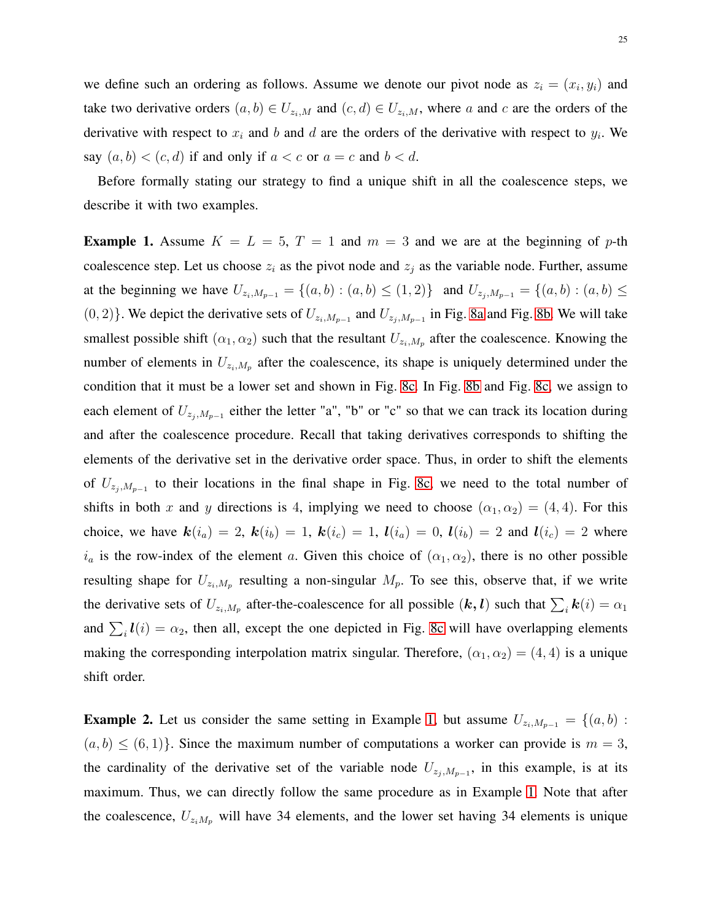we define such an ordering as follows. Assume we denote our pivot node as $z_i = (x_i, y_i)$ and take two derivative orders $(a, b) \in U_{z_i,M}$ and $(c, d) \in U_{z_i,M}$, where $a$ and $c$ are the orders of the derivative with respect to $x_i$ and $b$ and $d$ are the orders of the derivative with respect to $y_i$. We say $(a, b) < (c, d)$ if and only if $a < c$ or $a = c$ and $b < d$.

Before formally stating our strategy to find a unique shift in all the coalescence steps, we describe it with two examples.

**Example 1.** Assume $K = L = 5$, $T = 1$ and $m = 3$ and we are at the beginning of $p$-th coalescence step. Let us choose $z_i$ as the pivot node and $z_j$ as the variable node. Further, assume at the beginning we have $U_{z_i,M_{p-1}} = \{(a, b) : (a, b) \leq (1, 2)\}$ and $U_{z_j,M_{p-1}} = \{(a, b) : (a, b) \leq (0, 2)\}$. We depict the derivative sets of $U_{z_i,M_{p-1}}$ and $U_{z_j,M_{p-1}}$ in Fig. 8a and Fig. 8b. We will take smallest possible shift $(\alpha_1, \alpha_2)$ such that the resultant $U_{z_i,M_p}$ after the coalescence. Knowing the number of elements in $U_{z_i,M_p}$ after the coalescence, its shape is uniquely determined under the condition that it must be a lower set and shown in Fig. 8c. In Fig. 8b and Fig. 8c, we assign to each element of $U_{z_j,M_{p-1}}$ either the letter "a", "b" or "c" so that we can track its location during and after the coalescence procedure. Recall that taking derivatives corresponds to shifting the elements of the derivative set in the derivative order space. Thus, in order to shift the elements of $U_{z_j,M_{p-1}}$ to their locations in the final shape in Fig. 8c, we need to the total number of shifts in both $x$ and $y$ directions is 4, implying we need to choose $(\alpha_1, \alpha_2) = (4, 4)$. For this choice, we have $\boldsymbol{k}(i_a) = 2$, $\boldsymbol{k}(i_b) = 1$, $\boldsymbol{k}(i_c) = 1$, $\boldsymbol{l}(i_a) = 0$, $\boldsymbol{l}(i_b) = 2$ and $\boldsymbol{l}(i_c) = 2$ where $i_a$ is the row-index of the element $a$. Given this choice of $(\alpha_1, \alpha_2)$, there is no other possible resulting shape for $U_{z_i,M_p}$ resulting a non-singular $M_p$. To see this, observe that, if we write the derivative sets of $U_{z_i,M_p}$ after-the-coalescence for all possible $(\boldsymbol{k}, \boldsymbol{l})$ such that $\sum_i \boldsymbol{k}(i) = \alpha_1$ and $\sum_i \boldsymbol{l}(i) = \alpha_2$, then all, except the one depicted in Fig. 8c will have overlapping elements making the corresponding interpolation matrix singular. Therefore, $(\alpha_1, \alpha_2) = (4, 4)$ is a unique shift order.

**Example 2.** Let us consider the same setting in Example 1, but assume $U_{z_i,M_{p-1}} = \{(a, b) : (a, b) \leq (6, 1)\}$. Since the maximum number of computations a worker can provide is $m = 3$, the cardinality of the derivative set of the variable node $U_{z_j,M_{p-1}}$, in this example, is at its maximum. Thus, we can directly follow the same procedure as in Example 1. Note that after the coalescence, $U_{z_i M_p}$ will have 34 elements, and the lower set having 34 elements is unique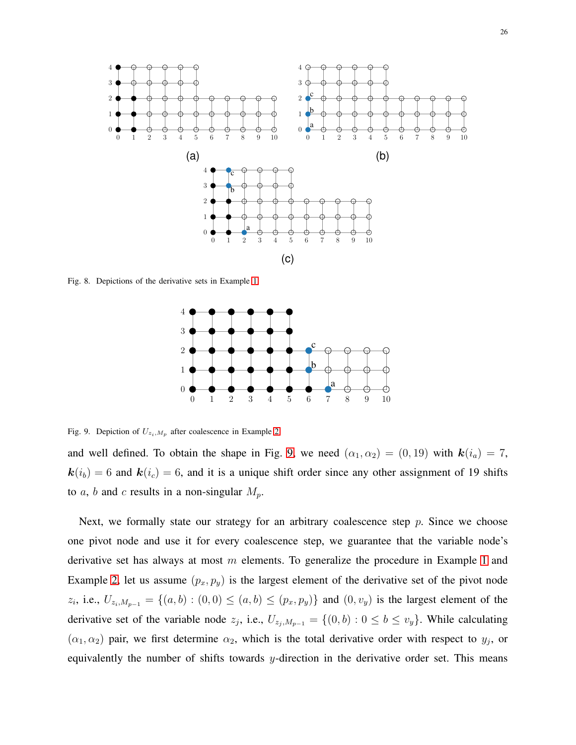Fig. 8. Depictions of the derivative sets in Example 1

Fig. 9. Depiction of $U_{z_i,M_p}$ after coalescence in Example 2

and well defined. To obtain the shape in Fig. 9, we need $(\alpha_1, \alpha_2) = (0, 19)$ with $\boldsymbol{k}(i_a) = 7$, $\boldsymbol{k}(i_b) = 6$ and $\boldsymbol{k}(i_c) = 6$, and it is a unique shift order since any other assignment of 19 shifts to $a$, $b$ and $c$ results in a non-singular $M_p$.

Next, we formally state our strategy for an arbitrary coalescence step $p$. Since we choose one pivot node and use it for every coalescence step, we guarantee that the variable node's derivative set has always at most $m$ elements. To generalize the procedure in Example 1 and Example 2, let us assume $(p_x, p_y)$ is the largest element of the derivative set of the pivot node $z_i$, i.e., $U_{z_i,M_{p-1}} = \{(a, b) : (0, 0) \leq (a, b) \leq (p_x, p_y)\}$ and $(0, v_y)$ is the largest element of the derivative set of the variable node $z_j$, i.e., $U_{z_j,M_{p-1}} = \{(0, b) : 0 \leq b \leq v_y\}$. While calculating $(\alpha_1, \alpha_2)$ pair, we first determine $\alpha_2$, which is the total derivative order with respect to $y_j$, or equivalently the number of shifts towards $y$-direction in the derivative order set. This means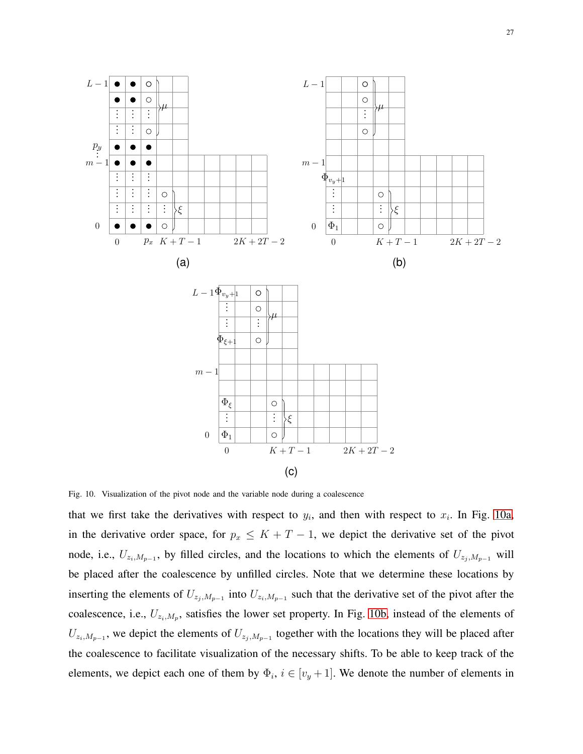Fig. 10. Visualization of the pivot node and the variable node during a coalescence

that we first take the derivatives with respect to $y_i$, and then with respect to $x_i$. In Fig. 10a, in the derivative order space, for $p_x \leq K+T-1$, we depict the derivative set of the pivot node, i.e., $U_{z_i,M_{p-1}}$, by filled circles, and the locations to which the elements of $U_{z_j,M_{p-1}}$ will be placed after the coalescence by unfilled circles. Note that we determine these locations by inserting the elements of $U_{z_j,M_{p-1}}$ into $U_{z_i,M_{p-1}}$ such that the derivative set of the pivot after the coalescence, i.e., $U_{z_i,M_p}$, satisfies the lower set property. In Fig. 10b, instead of the elements of $U_{z_i,M_{p-1}}$, we depict the elements of $U_{z_j,M_{p-1}}$ together with the locations they will be placed after the coalescence to facilitate visualization of the necessary shifts. To be able to keep track of the elements, we depict each one of them by $\Phi_i$, $i \in [v_y+1]$. We denote the number of elements in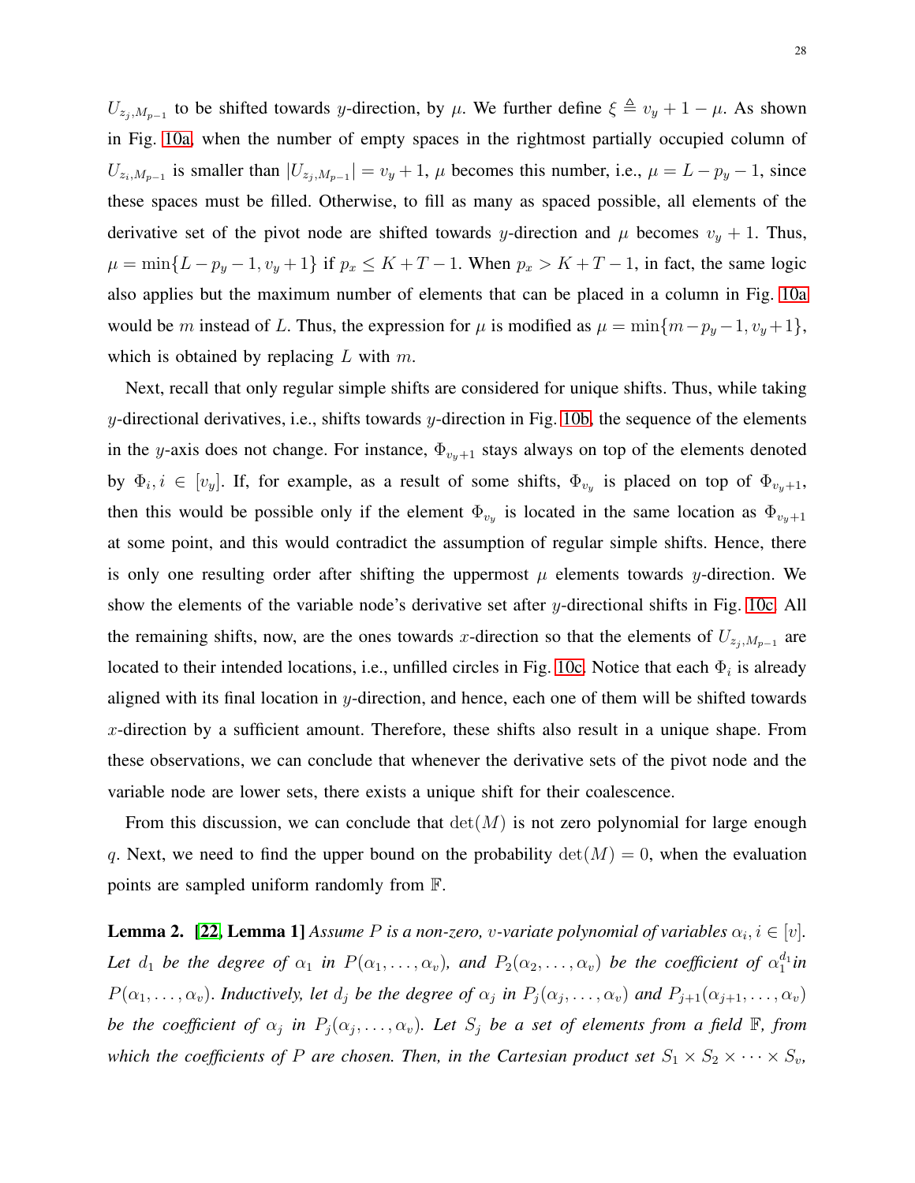$U_{z_j,M_{p-1}}$ to be shifted towards $y$-direction, by $\mu$. We further define $\xi \triangleq v_y + 1 - \mu$. As shown in Fig. 10a, when the number of empty spaces in the rightmost partially occupied column of $U_{z_i,M_{p-1}}$ is smaller than $|U_{z_j,M_{p-1}}| = v_y + 1$, $\mu$ becomes this number, i.e., $\mu = L - p_y - 1$, since these spaces must be filled. Otherwise, to fill as many as spaced possible, all elements of the derivative set of the pivot node are shifted towards $y$-direction and $\mu$ becomes $v_y + 1$. Thus, $\mu = \min\{L - p_y - 1, v_y + 1\}$ if $p_x \leq K + T - 1$. When $p_x > K + T - 1$, in fact, the same logic also applies but the maximum number of elements that can be placed in a column in Fig. 10a would be $m$ instead of $L$. Thus, the expression for $\mu$ is modified as $\mu = \min\{m - p_y - 1, v_y + 1\}$, which is obtained by replacing $L$ with $m$.

Next, recall that only regular simple shifts are considered for unique shifts. Thus, while taking $y$-directional derivatives, i.e., shifts towards $y$-direction in Fig. 10b, the sequence of the elements in the $y$-axis does not change. For instance, $\Phi_{v_y+1}$ stays always on top of the elements denoted by $\Phi_i, i \in [v_y]$. If, for example, as a result of some shifts, $\Phi_{v_y}$ is placed on top of $\Phi_{v_y+1}$, then this would be possible only if the element $\Phi_{v_y}$ is located in the same location as $\Phi_{v_y+1}$ at some point, and this would contradict the assumption of regular simple shifts. Hence, there is only one resulting order after shifting the uppermost $\mu$ elements towards $y$-direction. We show the elements of the variable node's derivative set after $y$-directional shifts in Fig. 10c. All the remaining shifts, now, are the ones towards $x$-direction so that the elements of $U_{z_j,M_{p-1}}$ are located to their intended locations, i.e., unfilled circles in Fig. 10c. Notice that each $\Phi_i$ is already aligned with its final location in $y$-direction, and hence, each one of them will be shifted towards $x$-direction by a sufficient amount. Therefore, these shifts also result in a unique shape. From these observations, we can conclude that whenever the derivative sets of the pivot node and the variable node are lower sets, there exists a unique shift for their coalescence.

From this discussion, we can conclude that $\det(M)$ is not zero polynomial for large enough $q$. Next, we need to find the upper bound on the probability $\det(M) = 0$, when the evaluation points are sampled uniform randomly from $\mathbb{F}$.

**Lemma 2.** **[22, Lemma 1]** *Assume $P$ is a non-zero, $v$-variate polynomial of variables $\alpha_i, i \in [v]$. Let $d_1$ be the degree of $\alpha_1$ in $P(\alpha_1, \dots, \alpha_v)$, and $P_2(\alpha_2, \dots, \alpha_v)$ be the coefficient of $\alpha_1^{d_1}$in $P(\alpha_1, \dots, \alpha_v)$. Inductively, let $d_j$ be the degree of $\alpha_j$ in $P_j(\alpha_j, \dots, \alpha_v)$ and $P_{j+1}(\alpha_{j+1}, \dots, \alpha_v)$ be the coefficient of $\alpha_j$ in $P_j(\alpha_j, \dots, \alpha_v)$. Let $S_j$ be a set of elements from a field $\mathbb{F}$, from which the coefficients of $P$ are chosen. Then, in the Cartesian product set $S_1 \times S_2 \times \dots \times S_v$,*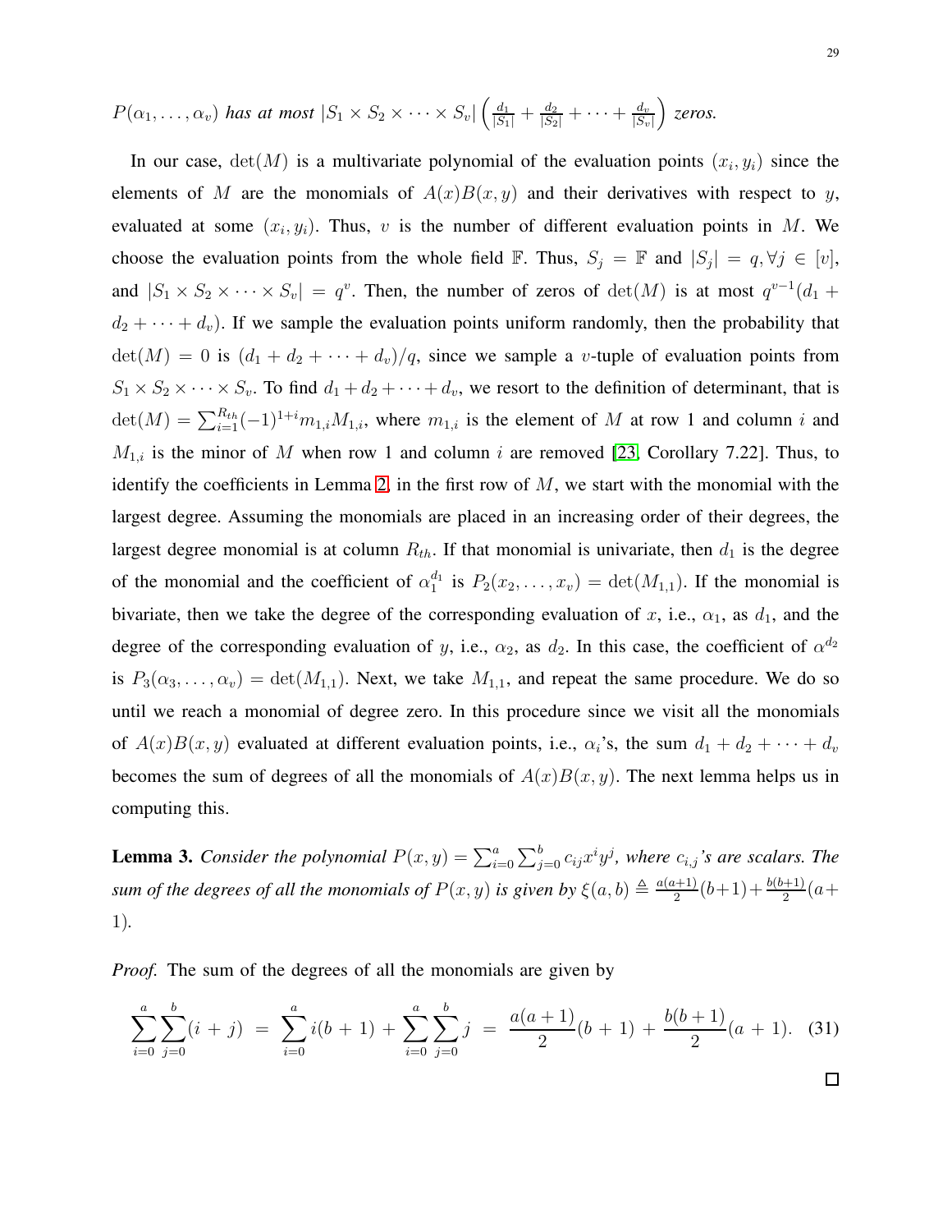$P(\alpha_1, \ldots, \alpha_v)$ *has at most* $|S_1 \times S_2 \times \cdots \times S_v| \left( \frac{d_1}{|S_1|} + \frac{d_2}{|S_2|} + \cdots + \frac{d_v}{|S_v|} \right)$ *zeros.*

In our case, $\det(M)$ is a multivariate polynomial of the evaluation points $(x_i, y_i)$ since the elements of $M$ are the monomials of $A(x)B(x,y)$ and their derivatives with respect to $y$, evaluated at some $(x_i, y_i)$. Thus, $v$ is the number of different evaluation points in $M$. We choose the evaluation points from the whole field $\mathbb{F}$. Thus, $S_j = \mathbb{F}$ and $|S_j| = q, \forall j \in [v]$, and $|S_1 \times S_2 \times \cdots \times S_v| = q^v$. Then, the number of zeros of $\det(M)$ is at most $q^{v-1}(d_1 + d_2 + \cdots + d_v)$. If we sample the evaluation points uniform randomly, then the probability that $\det(M) = 0$ is $(d_1 + d_2 + \cdots + d_v)/q$, since we sample a $v$-tuple of evaluation points from $S_1 \times S_2 \times \cdots \times S_v$. To find $d_1 + d_2 + \cdots + d_v$, we resort to the definition of determinant, that is $\det(M) = \sum_{i=1}^{R_{th}} (-1)^{1+i} m_{1,i} M_{1,i}$, where $m_{1,i}$ is the element of $M$ at row 1 and column $i$ and $M_{1,i}$ is the minor of $M$ when row 1 and column $i$ are removed [23, Corollary 7.22]. Thus, to identify the coefficients in Lemma 2, in the first row of $M$, we start with the monomial with the largest degree. Assuming the monomials are placed in an increasing order of their degrees, the largest degree monomial is at column $R_{th}$. If that monomial is univariate, then $d_1$ is the degree of the monomial and the coefficient of $\alpha_1^{d_1}$ is $P_2(x_2, \ldots, x_v) = \det(M_{1,1})$. If the monomial is bivariate, then we take the degree of the corresponding evaluation of $x$, i.e., $\alpha_1$, as $d_1$, and the degree of the corresponding evaluation of $y$, i.e., $\alpha_2$, as $d_2$. In this case, the coefficient of $\alpha^{d_2}$ is $P_3(\alpha_3, \ldots, \alpha_v) = \det(M_{1,1})$. Next, we take $M_{1,1}$, and repeat the same procedure. We do so until we reach a monomial of degree zero. In this procedure since we visit all the monomials of $A(x)B(x,y)$ evaluated at different evaluation points, i.e., $\alpha_i$'s, the sum $d_1 + d_2 + \cdots + d_v$ becomes the sum of degrees of all the monomials of $A(x)B(x,y)$. The next lemma helps us in computing this.

**Lemma 3.** *Consider the polynomial* $P(x,y) = \sum_{i=0}^{a} \sum_{j=0}^{b} c_{ij} x^i y^j$*, where* $c_{i,j}$*'s are scalars. The sum of the degrees of all the monomials of* $P(x,y)$ *is given by* $\xi(a,b) \triangleq \frac{a(a+1)}{2}(b+1) + \frac{b(b+1)}{2}(a+1)$*.*

*Proof.* The sum of the degrees of all the monomials are given by

$$\sum_{i=0}^{a} \sum_{j=0}^{b} (i + j) = \sum_{i=0}^{a} i(b+1) + \sum_{i=0}^{a} \sum_{j=0}^{b} j = \frac{a(a+1)}{2}(b+1) + \frac{b(b+1)}{2}(a+1). \quad (31)$$

$\square$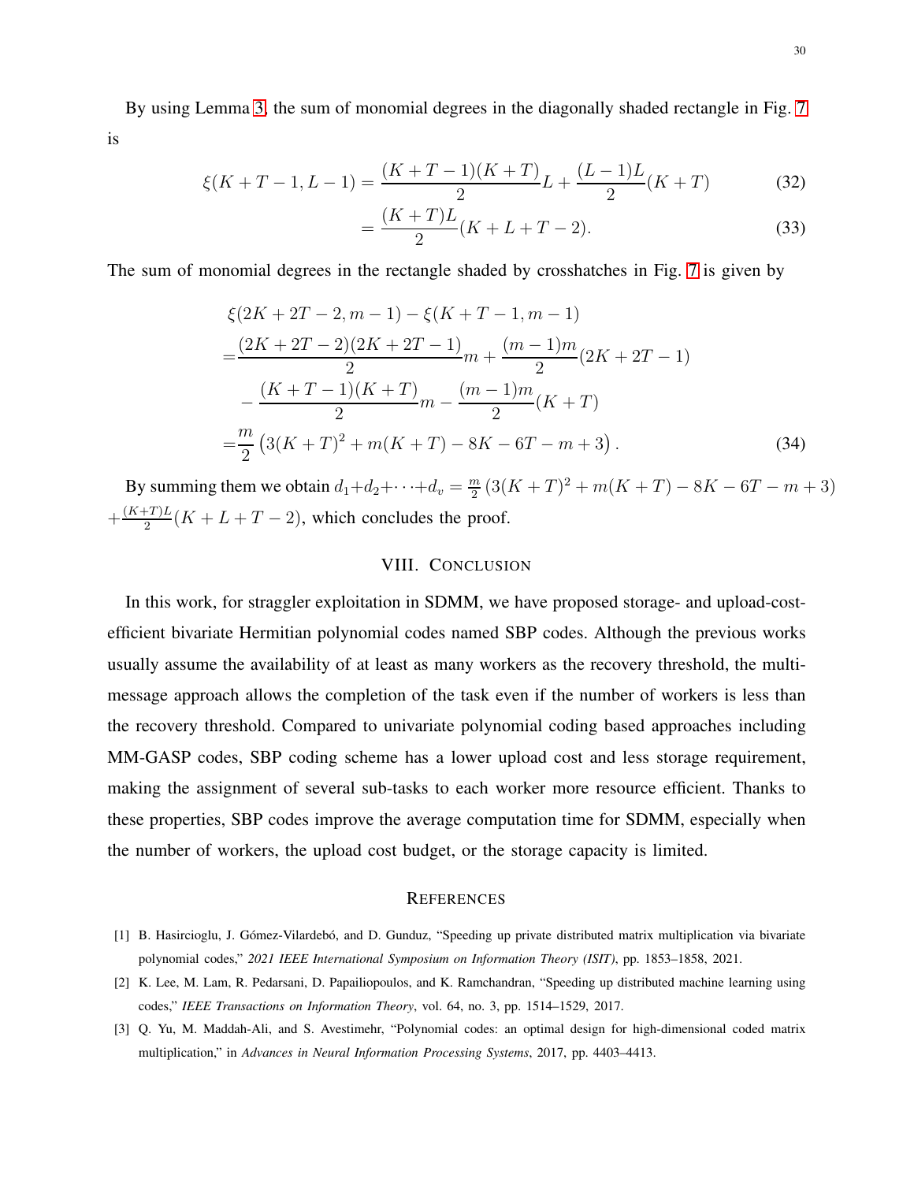By using Lemma 3, the sum of monomial degrees in the diagonally shaded rectangle in Fig. 7 is

$$\xi(K+T-1, L-1) = \frac{(K+T-1)(K+T)}{2}L + \frac{(L-1)L}{2}(K+T) \tag{32}$$

$$= \frac{(K+T)L}{2}(K+L+T-2). \tag{33}$$

The sum of monomial degrees in the rectangle shaded by crosshatches in Fig. 7 is given by

$$\begin{aligned}
&\xi(2K+2T-2, m-1) - \xi(K+T-1, m-1) \\
=&\frac{(2K+2T-2)(2K+2T-1)}{2}m + \frac{(m-1)m}{2}(2K+2T-1) \\
&- \frac{(K+T-1)(K+T)}{2}m - \frac{(m-1)m}{2}(K+T) \\
=&\frac{m}{2}\left(3(K+T)^2 + m(K+T) - 8K - 6T - m + 3\right).
\end{aligned} \tag{34}$$

By summing them we obtain $d_1+d_2+\cdots+d_v = \frac{m}{2}\left(3(K+T)^2 + m(K+T) - 8K - 6T - m + 3\right)$ $+\frac{(K+T)L}{2}(K+L+T-2)$, which concludes the proof.

## VIII. Conclusion

In this work, for straggler exploitation in SDMM, we have proposed storage- and upload-cost-efficient bivariate Hermitian polynomial codes named SBP codes. Although the previous works usually assume the availability of at least as many workers as the recovery threshold, the multi-message approach allows the completion of the task even if the number of workers is less than the recovery threshold. Compared to univariate polynomial coding based approaches including MM-GASP codes, SBP coding scheme has a lower upload cost and less storage requirement, making the assignment of several sub-tasks to each worker more resource efficient. Thanks to these properties, SBP codes improve the average computation time for SDMM, especially when the number of workers, the upload cost budget, or the storage capacity is limited.

## References

[1] B. Hasircioglu, J. Gómez-Vilardebó, and D. Gunduz, "Speeding up private distributed matrix multiplication via bivariate polynomial codes," *2021 IEEE International Symposium on Information Theory (ISIT)*, pp. 1853–1858, 2021.

[2] K. Lee, M. Lam, R. Pedarsani, D. Papailiopoulos, and K. Ramchandran, "Speeding up distributed machine learning using codes," *IEEE Transactions on Information Theory*, vol. 64, no. 3, pp. 1514–1529, 2017.

[3] Q. Yu, M. Maddah-Ali, and S. Avestimehr, "Polynomial codes: an optimal design for high-dimensional coded matrix multiplication," in *Advances in Neural Information Processing Systems*, 2017, pp. 4403–4413.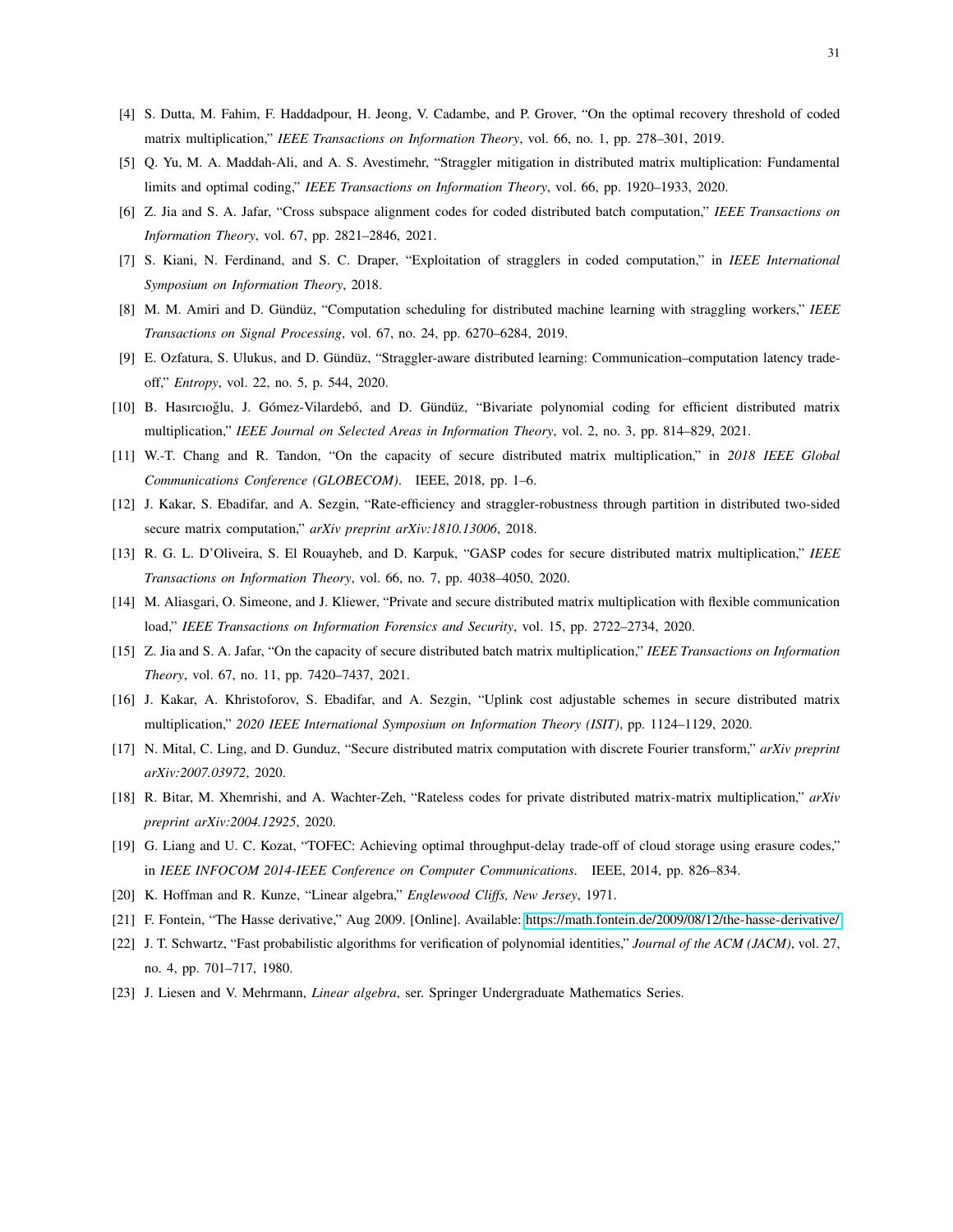[4] S. Dutta, M. Fahim, F. Haddadpour, H. Jeong, V. Cadambe, and P. Grover, "On the optimal recovery threshold of coded matrix multiplication," *IEEE Transactions on Information Theory*, vol. 66, no. 1, pp. 278–301, 2019.

[5] Q. Yu, M. A. Maddah-Ali, and A. S. Avestimehr, "Straggler mitigation in distributed matrix multiplication: Fundamental limits and optimal coding," *IEEE Transactions on Information Theory*, vol. 66, pp. 1920–1933, 2020.

[6] Z. Jia and S. A. Jafar, "Cross subspace alignment codes for coded distributed batch computation," *IEEE Transactions on Information Theory*, vol. 67, pp. 2821–2846, 2021.

[7] S. Kiani, N. Ferdinand, and S. C. Draper, "Exploitation of stragglers in coded computation," in *IEEE International Symposium on Information Theory*, 2018.

[8] M. M. Amiri and D. Gündüz, "Computation scheduling for distributed machine learning with straggling workers," *IEEE Transactions on Signal Processing*, vol. 67, no. 24, pp. 6270–6284, 2019.

[9] E. Ozfatura, S. Ulukus, and D. Gündüz, "Straggler-aware distributed learning: Communication–computation latency trade-off," *Entropy*, vol. 22, no. 5, p. 544, 2020.

[10] B. Hasırcıoğlu, J. Gómez-Vilardebó, and D. Gündüz, "Bivariate polynomial coding for efficient distributed matrix multiplication," *IEEE Journal on Selected Areas in Information Theory*, vol. 2, no. 3, pp. 814–829, 2021.

[11] W.-T. Chang and R. Tandon, "On the capacity of secure distributed matrix multiplication," in *2018 IEEE Global Communications Conference (GLOBECOM)*. IEEE, 2018, pp. 1–6.

[12] J. Kakar, S. Ebadifar, and A. Sezgin, "Rate-efficiency and straggler-robustness through partition in distributed two-sided secure matrix computation," *arXiv preprint arXiv:1810.13006*, 2018.

[13] R. G. L. D'Oliveira, S. El Rouayheb, and D. Karpuk, "GASP codes for secure distributed matrix multiplication," *IEEE Transactions on Information Theory*, vol. 66, no. 7, pp. 4038–4050, 2020.

[14] M. Aliasgari, O. Simeone, and J. Kliewer, "Private and secure distributed matrix multiplication with flexible communication load," *IEEE Transactions on Information Forensics and Security*, vol. 15, pp. 2722–2734, 2020.

[15] Z. Jia and S. A. Jafar, "On the capacity of secure distributed batch matrix multiplication," *IEEE Transactions on Information Theory*, vol. 67, no. 11, pp. 7420–7437, 2021.

[16] J. Kakar, A. Khristoforov, S. Ebadifar, and A. Sezgin, "Uplink cost adjustable schemes in secure distributed matrix multiplication," *2020 IEEE International Symposium on Information Theory (ISIT)*, pp. 1124–1129, 2020.

[17] N. Mital, C. Ling, and D. Gunduz, "Secure distributed matrix computation with discrete Fourier transform," *arXiv preprint arXiv:2007.03972*, 2020.

[18] R. Bitar, M. Xhemrishi, and A. Wachter-Zeh, "Rateless codes for private distributed matrix-matrix multiplication," *arXiv preprint arXiv:2004.12925*, 2020.

[19] G. Liang and U. C. Kozat, "TOFEC: Achieving optimal throughput-delay trade-off of cloud storage using erasure codes," in *IEEE INFOCOM 2014-IEEE Conference on Computer Communications*. IEEE, 2014, pp. 826–834.

[20] K. Hoffman and R. Kunze, "Linear algebra," *Englewood Cliffs, New Jersey*, 1971.

[21] F. Fontein, "The Hasse derivative," Aug 2009. [Online]. Available: https://math.fontein.de/2009/08/12/the-hasse-derivative/

[22] J. T. Schwartz, "Fast probabilistic algorithms for verification of polynomial identities," *Journal of the ACM (JACM)*, vol. 27, no. 4, pp. 701–717, 1980.

[23] J. Liesen and V. Mehrmann, *Linear algebra*, ser. Springer Undergraduate Mathematics Series.